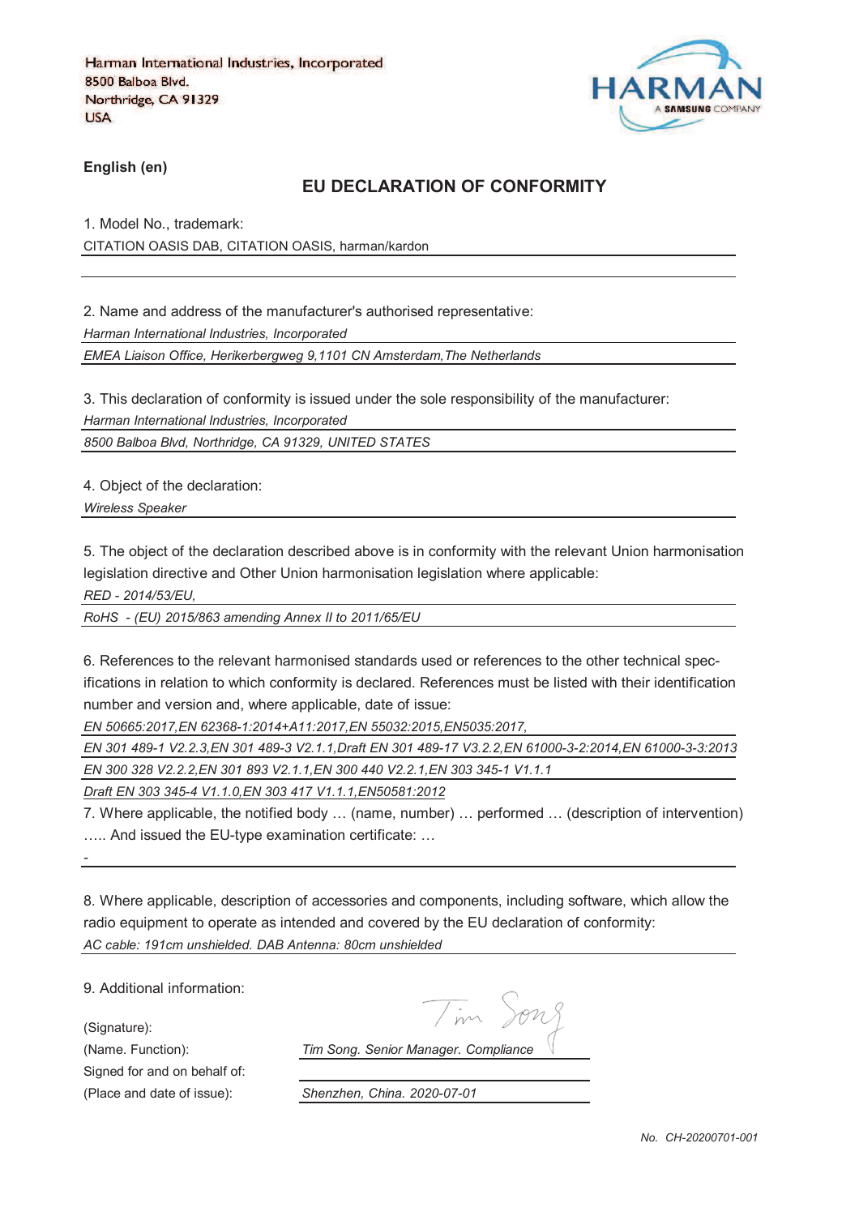Harman International Industries, Incorporated
8500 Balboa Blvd.
Northridge, CA 91329
USA

HARMAN
A SAMSUNG COMPANY

**English (en)**

## EU DECLARATION OF CONFORMITY

1. Model No., trademark:

CITATION OASIS DAB, CITATION OASIS, harman/kardon

2. Name and address of the manufacturer's authorised representative:

*Harman International Industries, Incorporated*

*EMEA Liaison Office, Herikerbergweg 9,1101 CN Amsterdam,The Netherlands*

3. This declaration of conformity is issued under the sole responsibility of the manufacturer:

*Harman International Industries, Incorporated*

*8500 Balboa Blvd, Northridge, CA 91329, UNITED STATES*

4. Object of the declaration:

*Wireless Speaker*

5. The object of the declaration described above is in conformity with the relevant Union harmonisation legislation directive and Other Union harmonisation legislation where applicable:

*RED - 2014/53/EU,*

*RoHS - (EU) 2015/863 amending Annex II to 2011/65/EU*

6. References to the relevant harmonised standards used or references to the other technical specifications in relation to which conformity is declared. References must be listed with their identification number and version and, where applicable, date of issue:

*EN 50665:2017,EN 62368-1:2014+A11:2017,EN 55032:2015,EN5035:2017,*

*EN 301 489-1 V2.2.3,EN 301 489-3 V2.1.1,Draft EN 301 489-17 V3.2.2,EN 61000-3-2:2014,EN 61000-3-3:2013*

*EN 300 328 V2.2.2,EN 301 893 V2.1.1,EN 300 440 V2.2.1,EN 303 345-1 V1.1.1*

*Draft EN 303 345-4 V1.1.0,EN 303 417 V1.1.1,EN50581:2012*

7. Where applicable, the notified body … (name, number) … performed … (description of intervention) ….. And issued the EU-type examination certificate: …

-

8. Where applicable, description of accessories and components, including software, which allow the radio equipment to operate as intended and covered by the EU declaration of conformity:

*AC cable: 191cm unshielded. DAB Antenna: 80cm unshielded*

9. Additional information:

(Signature): Tim Song

(Name. Function): *Tim Song. Senior Manager. Compliance*

Signed for and on behalf of:

(Place and date of issue): *Shenzhen, China. 2020-07-01*

*No. CH-20200701-001*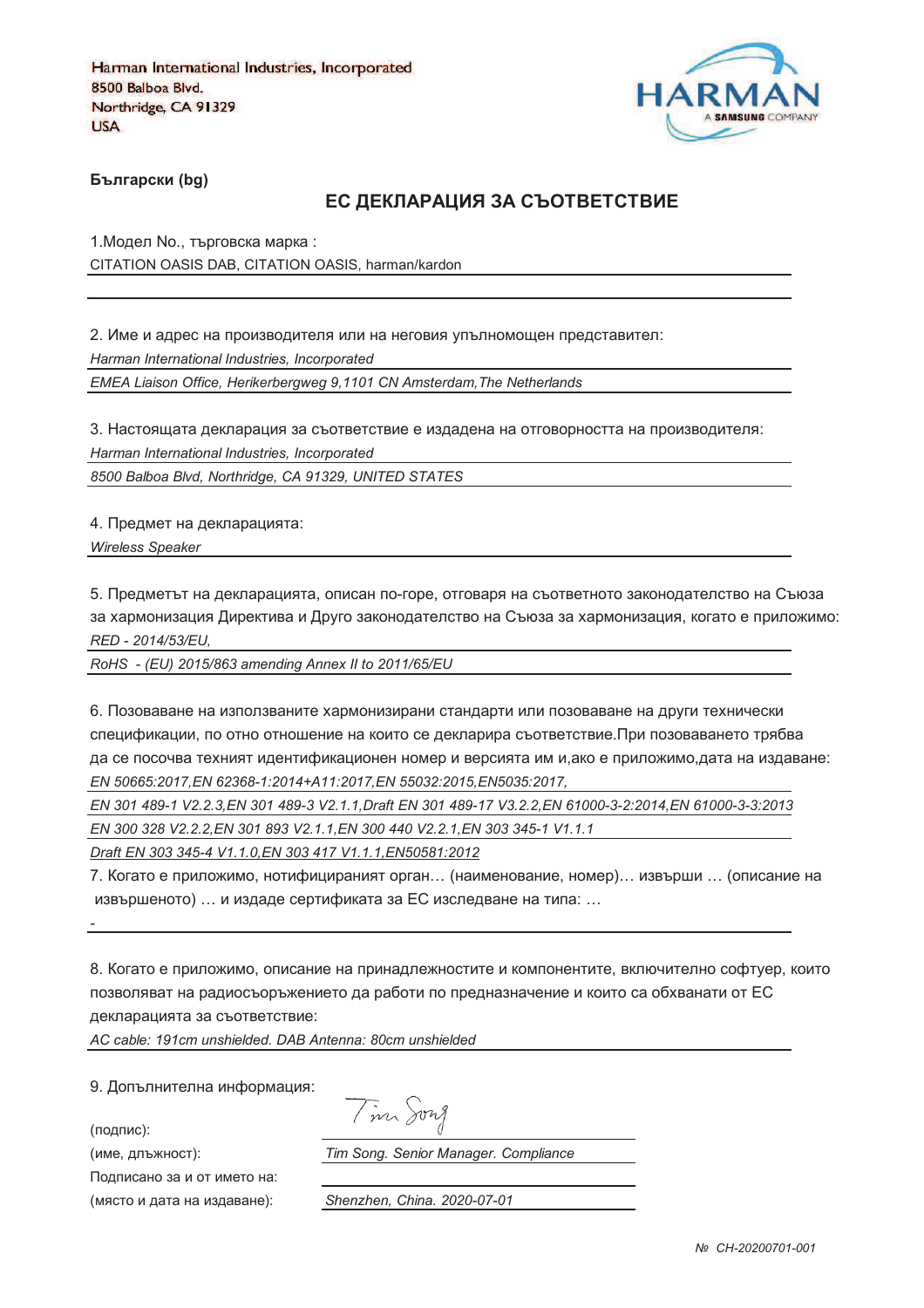Harman International Industries, Incorporated
8500 Balboa Blvd.
Northridge, CA 91329
USA

HARMAN
A SAMSUNG COMPANY

**Български (bg)**

## ЕС ДЕКЛАРАЦИЯ ЗА СЪОТВЕТСТВИЕ

1.Модел No., търговска марка :
CITATION OASIS DAB, CITATION OASIS, harman/kardon

2. Име и адрес на производителя или на неговия упълномощен представител:
*Harman International Industries, Incorporated*
*EMEA Liaison Office, Herikerbergweg 9,1101 CN Amsterdam,The Netherlands*

3. Настоящата декларация за съответствие е издадена на отговорността на производителя:
*Harman International Industries, Incorporated*
*8500 Balboa Blvd, Northridge, CA 91329, UNITED STATES*

4. Предмет на декларацията:
*Wireless Speaker*

5. Предметът на декларацията, описан по-горе, отговаря на съответното законодателство на Съюза за хармонизация Директива и Друго законодателство на Съюза за хармонизация, когато е приложимо:
*RED - 2014/53/EU,*
*RoHS - (EU) 2015/863 amending Annex II to 2011/65/EU*

6. Позоваване на използваните хармонизирани стандарти или позоваване на други технически спецификации, по отно отношение на които се декларира съответствие.При позоваването трябва да се посочва техният идентификационен номер и версията им и,ако е приложимо,дата на издаване:
*EN 50665:2017,EN 62368-1:2014+A11:2017,EN 55032:2015,EN5035:2017,*
*EN 301 489-1 V2.2.3,EN 301 489-3 V2.1.1,Draft EN 301 489-17 V3.2.2,EN 61000-3-2:2014,EN 61000-3-3:2013*
*EN 300 328 V2.2.2,EN 301 893 V2.1.1,EN 300 440 V2.2.1,EN 303 345-1 V1.1.1*
*Draft EN 303 345-4 V1.1.0,EN 303 417 V1.1.1,EN50581:2012*

7. Когато е приложимо, нотифицираният орган… (наименование, номер)… извърши … (описание на извършеното) … и издаде сертификата за ЕС изследване на типа: …
-

8. Когато е приложимо, описание на принадлежностите и компонентите, включително софтуер, които позволяват на радиосъоръжението да работи по предназначение и които са обхванати от ЕС декларацията за съответствие:
*AC cable: 191cm unshielded. DAB Antenna: 80cm unshielded*

9. Допълнителна информация:

(подпис): Tim Song
(име, длъжност): *Tim Song. Senior Manager. Compliance*
Подписано за и от името на:
(място и дата на издаване): *Shenzhen, China. 2020-07-01*

*№ CH-20200701-001*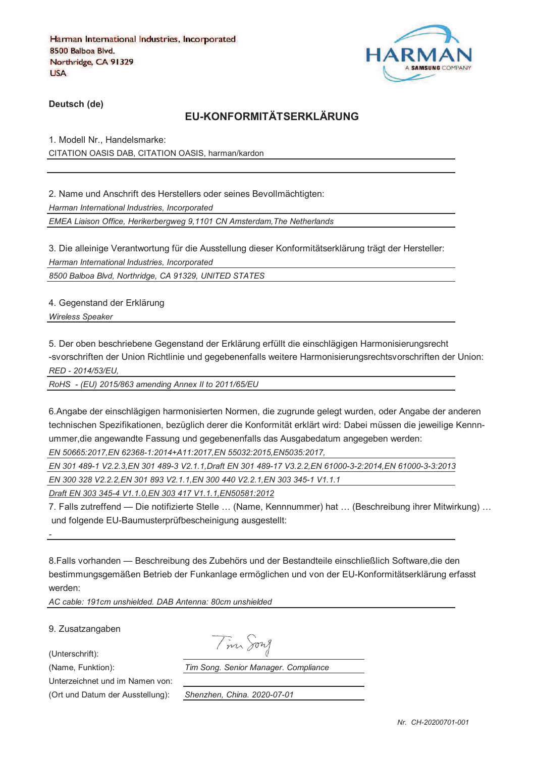Harman International Industries, Incorporated
8500 Balboa Blvd.
Northridge, CA 91329
USA

HARMAN
A SAMSUNG COMPANY

**Deutsch (de)**

## EU-KONFORMITÄTSERKLÄRUNG

1. Modell Nr., Handelsmarke:

CITATION OASIS DAB, CITATION OASIS, harman/kardon

2. Name und Anschrift des Herstellers oder seines Bevollmächtigten:

*Harman International Industries, Incorporated*

*EMEA Liaison Office, Herikerbergweg 9,1101 CN Amsterdam,The Netherlands*

3. Die alleinige Verantwortung für die Ausstellung dieser Konformitätserklärung trägt der Hersteller:

*Harman International Industries, Incorporated*

*8500 Balboa Blvd, Northridge, CA 91329, UNITED STATES*

4. Gegenstand der Erklärung

*Wireless Speaker*

5. Der oben beschriebene Gegenstand der Erklärung erfüllt die einschlägigen Harmonisierungsrecht -svorschriften der Union Richtlinie und gegebenenfalls weitere Harmonisierungsrechtsvorschriften der Union:

*RED - 2014/53/EU,*

*RoHS - (EU) 2015/863 amending Annex II to 2011/65/EU*

6.Angabe der einschlägigen harmonisierten Normen, die zugrunde gelegt wurden, oder Angabe der anderen technischen Spezifikationen, bezüglich derer die Konformität erklärt wird: Dabei müssen die jeweilige Kennnummer,die angewandte Fassung und gegebenenfalls das Ausgabedatum angegeben werden:

*EN 50665:2017,EN 62368-1:2014+A11:2017,EN 55032:2015,EN5035:2017,*

*EN 301 489-1 V2.2.3,EN 301 489-3 V2.1.1,Draft EN 301 489-17 V3.2.2,EN 61000-3-2:2014,EN 61000-3-3:2013*

*EN 300 328 V2.2.2,EN 301 893 V2.1.1,EN 300 440 V2.2.1,EN 303 345-1 V1.1.1*

*Draft EN 303 345-4 V1.1.0,EN 303 417 V1.1.1,EN50581:2012*

7. Falls zutreffend — Die notifizierte Stelle … (Name, Kennnummer) hat … (Beschreibung ihrer Mitwirkung) … und folgende EU-Baumusterprüfbescheinigung ausgestellt:

-

8.Falls vorhanden — Beschreibung des Zubehörs und der Bestandteile einschließlich Software,die den bestimmungsgemäßen Betrieb der Funkanlage ermöglichen und von der EU-Konformitätserklärung erfasst werden:

*AC cable: 191cm unshielded. DAB Antenna: 80cm unshielded*

9. Zusatzangaben

(Unterschrift): Tim Song

(Name, Funktion): *Tim Song. Senior Manager. Compliance*

Unterzeichnet und im Namen von:

(Ort und Datum der Ausstellung): *Shenzhen, China. 2020-07-01*

*Nr. CH-20200701-001*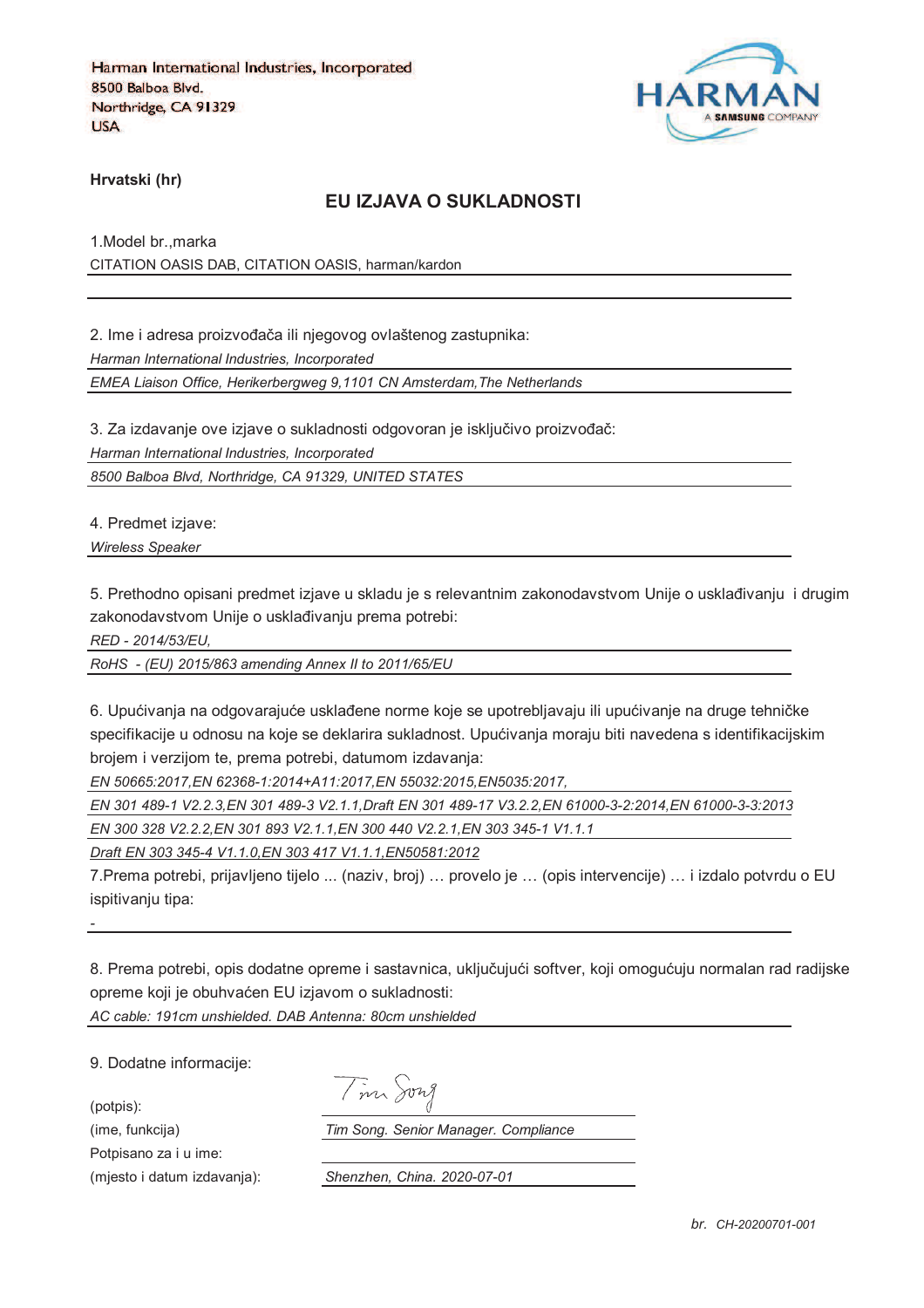Harman International Industries, Incorporated
8500 Balboa Blvd.
Northridge, CA 91329
USA

HARMAN
A SAMSUNG COMPANY

**Hrvatski (hr)**

## EU IZJAVA O SUKLADNOSTI

1.Model br.,marka

CITATION OASIS DAB, CITATION OASIS, harman/kardon

2. Ime i adresa proizvođača ili njegovog ovlaštenog zastupnika:

*Harman International Industries, Incorporated*

*EMEA Liaison Office, Herikerbergweg 9,1101 CN Amsterdam,The Netherlands*

3. Za izdavanje ove izjave o sukladnosti odgovoran je isključivo proizvođač:

*Harman International Industries, Incorporated*

*8500 Balboa Blvd, Northridge, CA 91329, UNITED STATES*

4. Predmet izjave:

*Wireless Speaker*

5. Prethodno opisani predmet izjave u skladu je s relevantnim zakonodavstvom Unije o usklađivanju i drugim zakonodavstvom Unije o usklađivanju prema potrebi:

*RED - 2014/53/EU,*

*RoHS - (EU) 2015/863 amending Annex II to 2011/65/EU*

6. Upućivanja na odgovarajuće usklađene norme koje se upotrebljavaju ili upućivanje na druge tehničke specifikacije u odnosu na koje se deklarira sukladnost. Upućivanja moraju biti navedena s identifikacijskim brojem i verzijom te, prema potrebi, datumom izdavanja:

*EN 50665:2017,EN 62368-1:2014+A11:2017,EN 55032:2015,EN5035:2017,*

*EN 301 489-1 V2.2.3,EN 301 489-3 V2.1.1,Draft EN 301 489-17 V3.2.2,EN 61000-3-2:2014,EN 61000-3-3:2013*

*EN 300 328 V2.2.2,EN 301 893 V2.1.1,EN 300 440 V2.2.1,EN 303 345-1 V1.1.1*

*Draft EN 303 345-4 V1.1.0,EN 303 417 V1.1.1,EN50581:2012*

7.Prema potrebi, prijavljeno tijelo ... (naziv, broj) … provelo je … (opis intervencije) … i izdalo potvrdu o EU ispitivanju tipa:

-

8. Prema potrebi, opis dodatne opreme i sastavnica, uključujući softver, koji omogućuju normalan rad radijske opreme koji je obuhvaćen EU izjavom o sukladnosti:

*AC cable: 191cm unshielded. DAB Antenna: 80cm unshielded*

9. Dodatne informacije:

(potpis): Tim Song

(ime, funkcija): *Tim Song. Senior Manager. Compliance*

Potpisano za i u ime:

(mjesto i datum izdavanja): *Shenzhen, China. 2020-07-01*

*br.* *CH-20200701-001*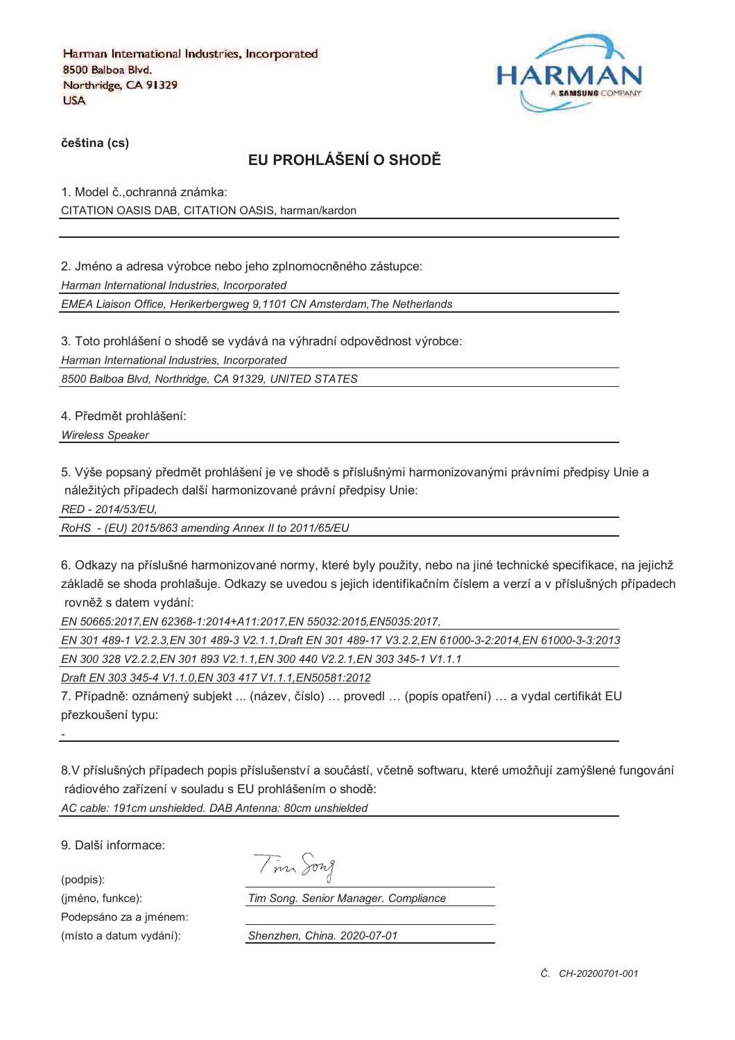Harman International Industries, Incorporated
8500 Balboa Blvd.
Northridge, CA 91329
USA

HARMAN
A SAMSUNG COMPANY

**čeština (cs)**

## EU PROHLÁŠENÍ O SHODĚ

1. Model č.,ochranná známka:

CITATION OASIS DAB, CITATION OASIS, harman/kardon

2. Jméno a adresa výrobce nebo jeho zplnomocněného zástupce:

*Harman International Industries, Incorporated*

*EMEA Liaison Office, Herikerbergweg 9,1101 CN Amsterdam,The Netherlands*

3. Toto prohlášení o shodě se vydává na výhradní odpovědnost výrobce:

*Harman International Industries, Incorporated*

*8500 Balboa Blvd, Northridge, CA 91329, UNITED STATES*

4. Předmět prohlášení:

*Wireless Speaker*

5. Výše popsaný předmět prohlášení je ve shodě s příslušnými harmonizovanými právními předpisy Unie a náležitých případech další harmonizované právní předpisy Unie:

*RED - 2014/53/EU,*

*RoHS - (EU) 2015/863 amending Annex II to 2011/65/EU*

6. Odkazy na příslušné harmonizované normy, které byly použity, nebo na jiné technické specifikace, na jejichž základě se shoda prohlašuje. Odkazy se uvedou s jejich identifikačním číslem a verzí a v příslušných případech rovněž s datem vydání:

*EN 50665:2017,EN 62368-1:2014+A11:2017,EN 55032:2015,EN5035:2017,*

*EN 301 489-1 V2.2.3,EN 301 489-3 V2.1.1,Draft EN 301 489-17 V3.2.2,EN 61000-3-2:2014,EN 61000-3-3:2013*

*EN 300 328 V2.2.2,EN 301 893 V2.1.1,EN 300 440 V2.2.1,EN 303 345-1 V1.1.1*

*Draft EN 303 345-4 V1.1.0,EN 303 417 V1.1.1,EN50581:2012*

7. Případně: oznámený subjekt ... (název, číslo) … provedl … (popis opatření) … a vydal certifikát EU přezkoušení typu:

-

8.V příslušných případech popis příslušenství a součástí, včetně softwaru, které umožňují zamýšlené fungování rádiového zařízení v souladu s EU prohlášením o shodě:

*AC cable: 191cm unshielded. DAB Antenna: 80cm unshielded*

9. Další informace:

(podpis): Tim Song

(jméno, funkce): *Tim Song. Senior Manager. Compliance*

Podepsáno za a jménem:

(místo a datum vydání): *Shenzhen, China. 2020-07-01*

*Č. CH-20200701-001*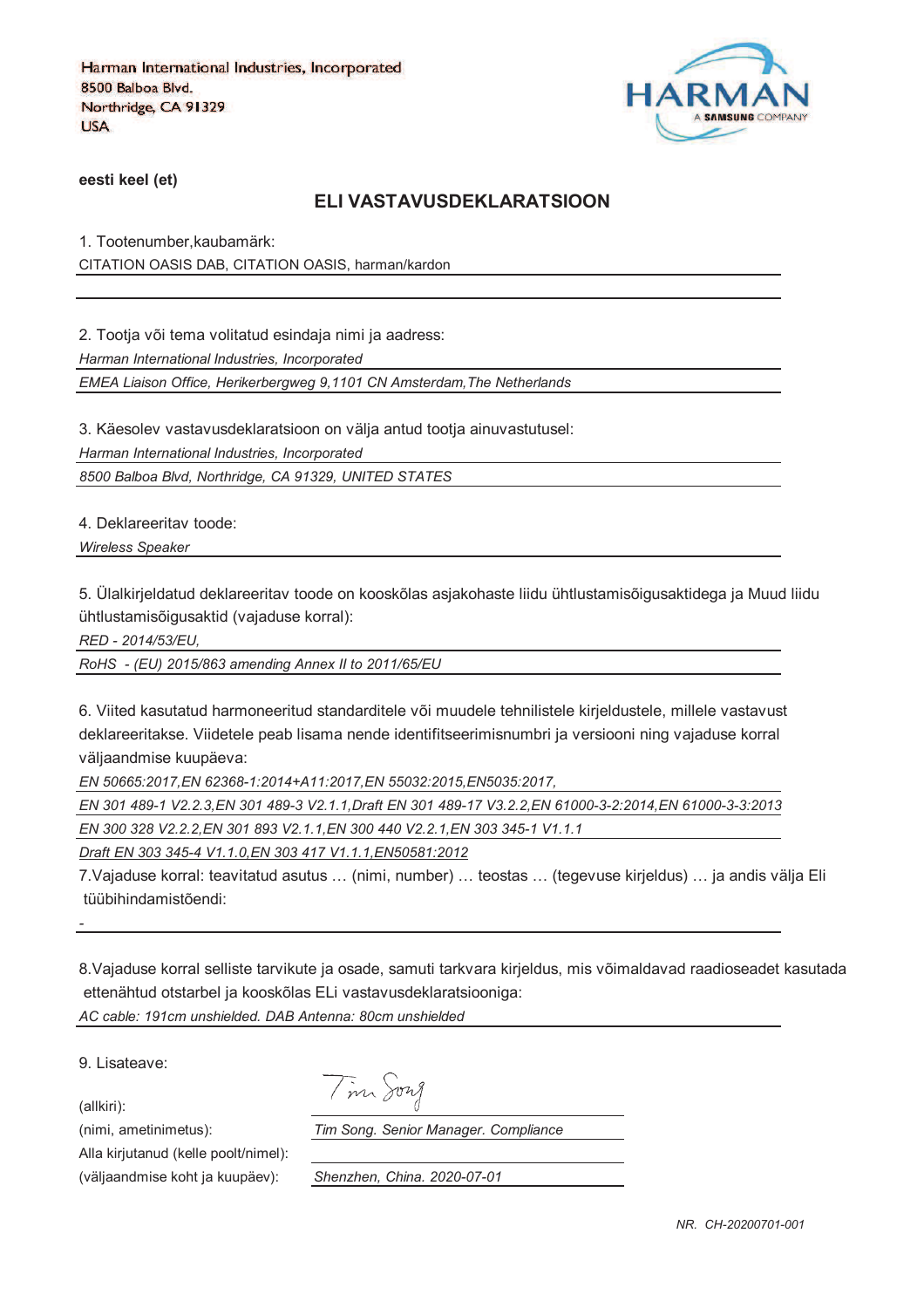Harman International Industries, Incorporated
8500 Balboa Blvd.
Northridge, CA 91329
USA

HARMAN
A SAMSUNG COMPANY

**eesti keel (et)**

## ELI VASTAVUSDEKLARATSIOON

1. Tootenumber,kaubamärk:

CITATION OASIS DAB, CITATION OASIS, harman/kardon

2. Tootja või tema volitatud esindaja nimi ja aadress:

*Harman International Industries, Incorporated*

*EMEA Liaison Office, Herikerbergweg 9,1101 CN Amsterdam,The Netherlands*

3. Käesolev vastavusdeklaratsioon on välja antud tootja ainuvastutusel:

*Harman International Industries, Incorporated*

*8500 Balboa Blvd, Northridge, CA 91329, UNITED STATES*

4. Deklareeritav toode:

*Wireless Speaker*

5. Ülalkirjeldatud deklareeritav toode on kooskõlas asjakohaste liidu ühtlustamisõigusaktidega ja Muud liidu ühtlustamisõigusaktid (vajaduse korral):

*RED - 2014/53/EU,*

*RoHS - (EU) 2015/863 amending Annex II to 2011/65/EU*

6. Viited kasutatud harmoneeritud standarditele või muudele tehnilistele kirjeldustele, millele vastavust deklareeritakse. Viidetele peab lisama nende identifitseerimisnumbri ja versiooni ning vajaduse korral väljaandmise kuupäeva:

*EN 50665:2017,EN 62368-1:2014+A11:2017,EN 55032:2015,EN5035:2017,*

*EN 301 489-1 V2.2.3,EN 301 489-3 V2.1.1,Draft EN 301 489-17 V3.2.2,EN 61000-3-2:2014,EN 61000-3-3:2013*

*EN 300 328 V2.2.2,EN 301 893 V2.1.1,EN 300 440 V2.2.1,EN 303 345-1 V1.1.1*

*Draft EN 303 345-4 V1.1.0,EN 303 417 V1.1.1,EN50581:2012*

7.Vajaduse korral: teavitatud asutus … (nimi, number) … teostas … (tegevuse kirjeldus) … ja andis välja Eli tüübihindamistõendi:

-

8.Vajaduse korral selliste tarvikute ja osade, samuti tarkvara kirjeldus, mis võimaldavad raadioseadet kasutada ettenähtud otstarbel ja kooskõlas ELi vastavusdeklaratsiooniga:

*AC cable: 191cm unshielded. DAB Antenna: 80cm unshielded*

9. Lisateave:

(allkiri): Tim Song

(nimi, ametinimetus): *Tim Song. Senior Manager. Compliance*

Alla kirjutanud (kelle poolt/nimel):

(väljaandmise koht ja kuupäev): *Shenzhen, China. 2020-07-01*

*NR. CH-20200701-001*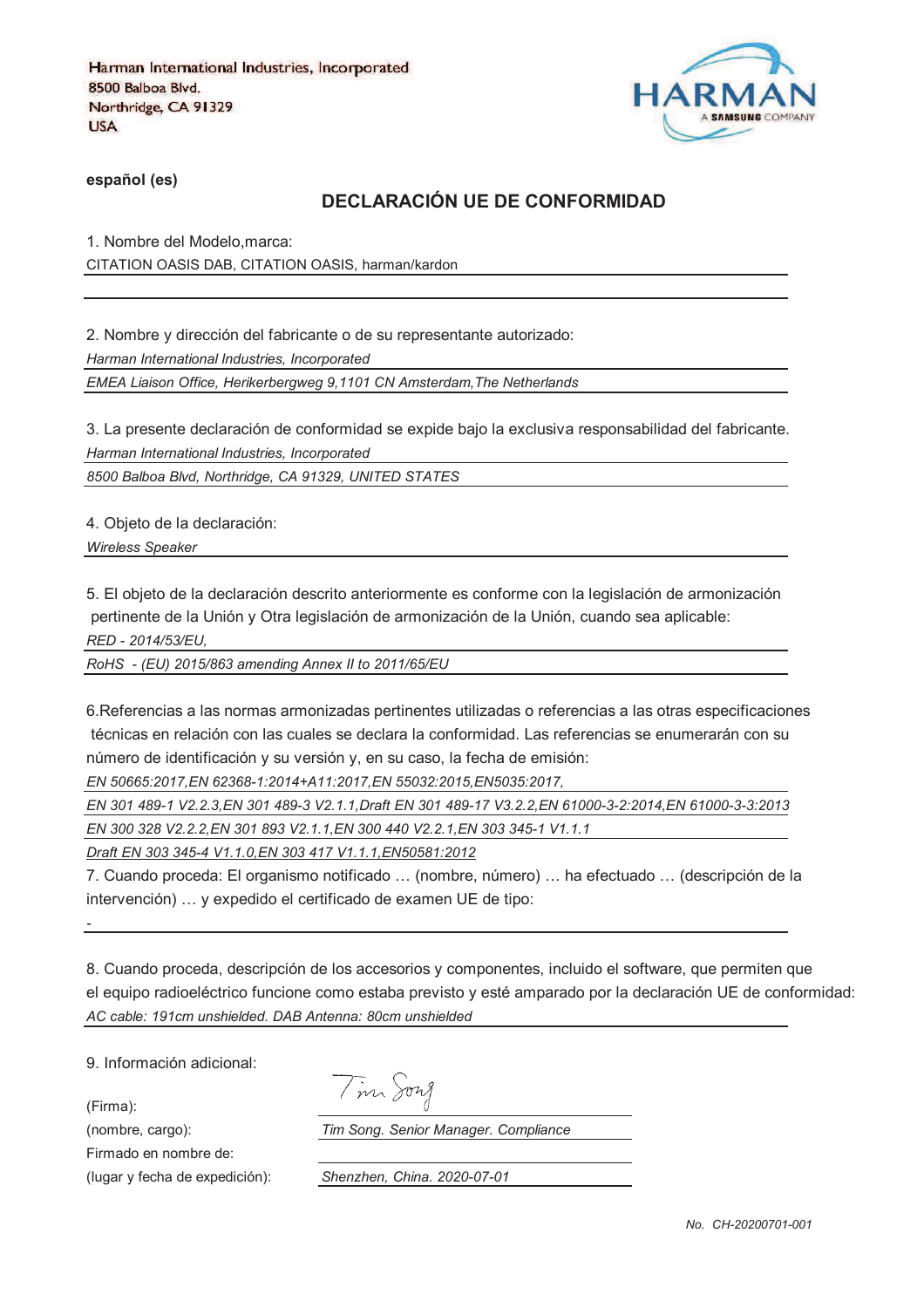Harman International Industries, Incorporated
8500 Balboa Blvd.
Northridge, CA 91329
USA

HARMAN
A SAMSUNG COMPANY

**español (es)**

## DECLARACIÓN UE DE CONFORMIDAD

1. Nombre del Modelo,marca:

CITATION OASIS DAB, CITATION OASIS, harman/kardon

2. Nombre y dirección del fabricante o de su representante autorizado:

*Harman International Industries, Incorporated*

*EMEA Liaison Office, Herikerbergweg 9,1101 CN Amsterdam,The Netherlands*

3. La presente declaración de conformidad se expide bajo la exclusiva responsabilidad del fabricante.

*Harman International Industries, Incorporated*

*8500 Balboa Blvd, Northridge, CA 91329, UNITED STATES*

4. Objeto de la declaración:

*Wireless Speaker*

5. El objeto de la declaración descrito anteriormente es conforme con la legislación de armonización pertinente de la Unión y Otra legislación de armonización de la Unión, cuando sea aplicable:

*RED - 2014/53/EU,*

*RoHS - (EU) 2015/863 amending Annex II to 2011/65/EU*

6.Referencias a las normas armonizadas pertinentes utilizadas o referencias a las otras especificaciones técnicas en relación con las cuales se declara la conformidad. Las referencias se enumerarán con su número de identificación y su versión y, en su caso, la fecha de emisión:

*EN 50665:2017,EN 62368-1:2014+A11:2017,EN 55032:2015,EN5035:2017,*

*EN 301 489-1 V2.2.3,EN 301 489-3 V2.1.1,Draft EN 301 489-17 V3.2.2,EN 61000-3-2:2014,EN 61000-3-3:2013*

*EN 300 328 V2.2.2,EN 301 893 V2.1.1,EN 300 440 V2.2.1,EN 303 345-1 V1.1.1*

*Draft EN 303 345-4 V1.1.0,EN 303 417 V1.1.1,EN50581:2012*

7. Cuando proceda: El organismo notificado … (nombre, número) … ha efectuado … (descripción de la intervención) … y expedido el certificado de examen UE de tipo:

-

8. Cuando proceda, descripción de los accesorios y componentes, incluido el software, que permiten que el equipo radioeléctrico funcione como estaba previsto y esté amparado por la declaración UE de conformidad:

*AC cable: 191cm unshielded. DAB Antenna: 80cm unshielded*

9. Información adicional:

(Firma): Tim Song

(nombre, cargo): *Tim Song. Senior Manager. Compliance*

Firmado en nombre de:

(lugar y fecha de expedición): *Shenzhen, China. 2020-07-01*

*No. CH-20200701-001*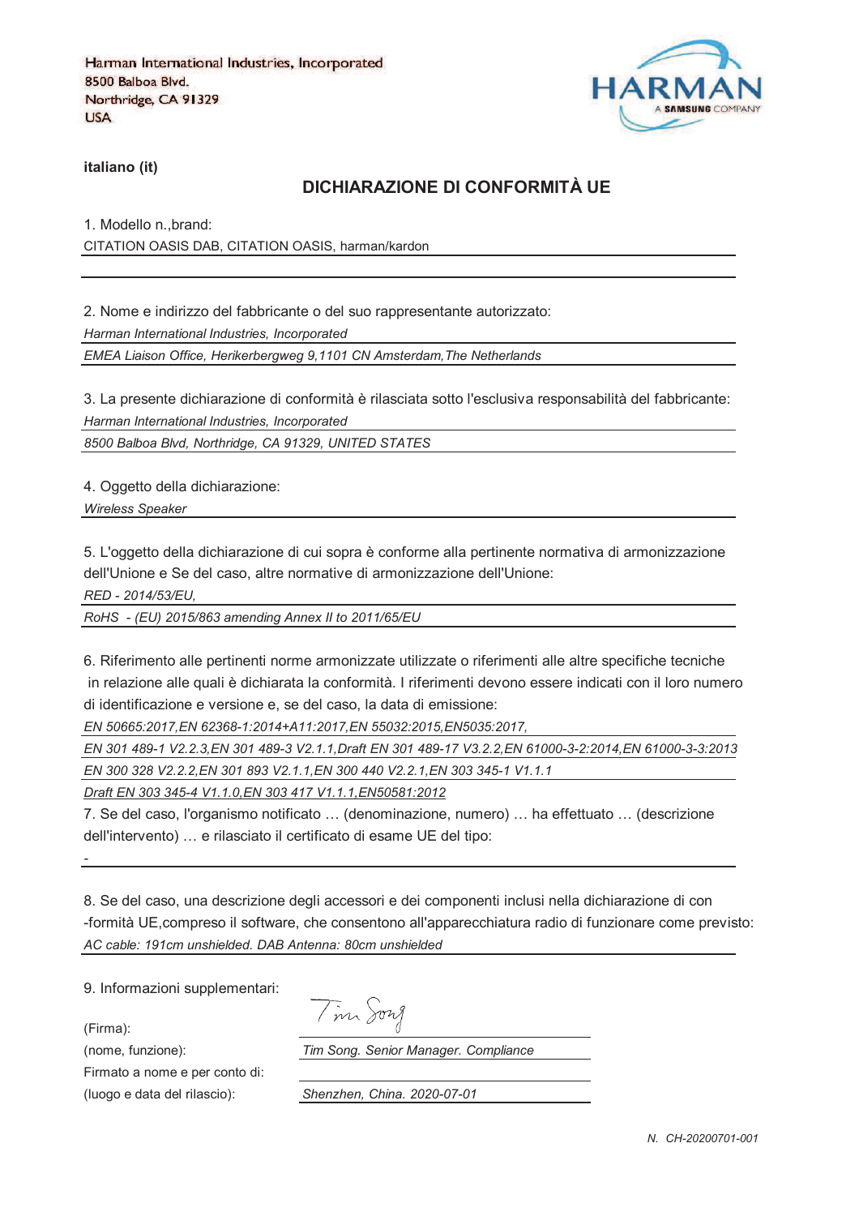Harman International Industries, Incorporated
8500 Balboa Blvd.
Northridge, CA 91329
USA

HARMAN A SAMSUNG COMPANY

**italiano (it)**

## DICHIARAZIONE DI CONFORMITÀ UE

1. Modello n.,brand:

CITATION OASIS DAB, CITATION OASIS, harman/kardon

2. Nome e indirizzo del fabbricante o del suo rappresentante autorizzato:

*Harman International Industries, Incorporated*

*EMEA Liaison Office, Herikerbergweg 9,1101 CN Amsterdam,The Netherlands*

3. La presente dichiarazione di conformità è rilasciata sotto l'esclusiva responsabilità del fabbricante:

*Harman International Industries, Incorporated*

*8500 Balboa Blvd, Northridge, CA 91329, UNITED STATES*

4. Oggetto della dichiarazione:

*Wireless Speaker*

5. L'oggetto della dichiarazione di cui sopra è conforme alla pertinente normativa di armonizzazione dell'Unione e Se del caso, altre normative di armonizzazione dell'Unione:

*RED - 2014/53/EU,*

*RoHS - (EU) 2015/863 amending Annex II to 2011/65/EU*

6. Riferimento alle pertinenti norme armonizzate utilizzate o riferimenti alle altre specifiche tecniche in relazione alle quali è dichiarata la conformità. I riferimenti devono essere indicati con il loro numero di identificazione e versione e, se del caso, la data di emissione:

*EN 50665:2017,EN 62368-1:2014+A11:2017,EN 55032:2015,EN5035:2017,*

*EN 301 489-1 V2.2.3,EN 301 489-3 V2.1.1,Draft EN 301 489-17 V3.2.2,EN 61000-3-2:2014,EN 61000-3-3:2013*

*EN 300 328 V2.2.2,EN 301 893 V2.1.1,EN 300 440 V2.2.1,EN 303 345-1 V1.1.1*

*Draft EN 303 345-4 V1.1.0,EN 303 417 V1.1.1,EN50581:2012*

7. Se del caso, l'organismo notificato … (denominazione, numero) … ha effettuato … (descrizione dell'intervento) … e rilasciato il certificato di esame UE del tipo:

-

8. Se del caso, una descrizione degli accessori e dei componenti inclusi nella dichiarazione di con -formità UE,compreso il software, che consentono all'apparecchiatura radio di funzionare come previsto:

*AC cable: 191cm unshielded. DAB Antenna: 80cm unshielded*

9. Informazioni supplementari:

(Firma): Tim Song

(nome, funzione): *Tim Song. Senior Manager. Compliance*

Firmato a nome e per conto di:

(luogo e data del rilascio): *Shenzhen, China. 2020-07-01*

*N. CH-20200701-001*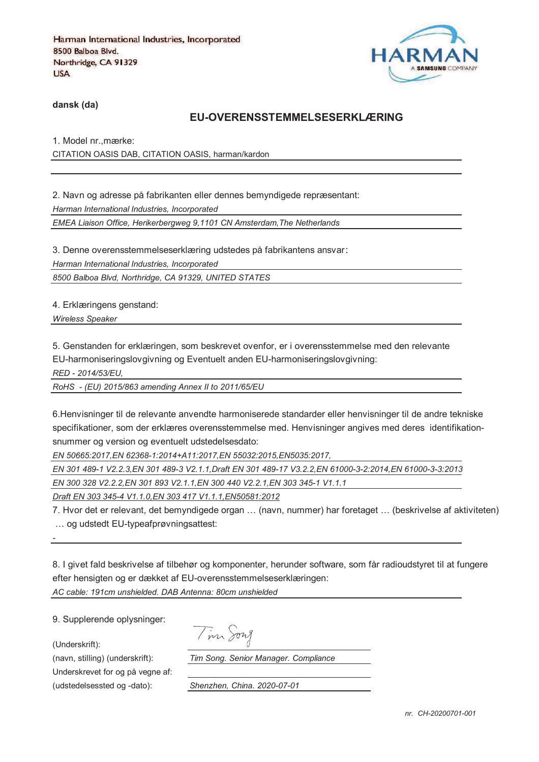Harman International Industries, Incorporated
8500 Balboa Blvd.
Northridge, CA 91329
USA

HARMAN
A SAMSUNG COMPANY

**dansk (da)**

## EU-OVERENSSTEMMELSESERKLÆRING

1. Model nr.,mærke:

CITATION OASIS DAB, CITATION OASIS, harman/kardon

2. Navn og adresse på fabrikanten eller dennes bemyndigede repræsentant:

*Harman International Industries, Incorporated*

*EMEA Liaison Office, Herikerbergweg 9,1101 CN Amsterdam,The Netherlands*

3. Denne overensstemmelseserklæring udstedes på fabrikantens ansvar:

*Harman International Industries, Incorporated*

*8500 Balboa Blvd, Northridge, CA 91329, UNITED STATES*

4. Erklæringens genstand:

*Wireless Speaker*

5. Genstanden for erklæringen, som beskrevet ovenfor, er i overensstemmelse med den relevante EU-harmoniseringslovgivning og Eventuelt anden EU-harmoniseringslovgivning:

*RED - 2014/53/EU,*

*RoHS - (EU) 2015/863 amending Annex II to 2011/65/EU*

6.Henvisninger til de relevante anvendte harmoniserede standarder eller henvisninger til de andre tekniske specifikationer, som der erklæres overensstemmelse med. Henvisninger angives med deres identifikation-snummer og version og eventuelt udstedelsesdato:

*EN 50665:2017,EN 62368-1:2014+A11:2017,EN 55032:2015,EN5035:2017,*

*EN 301 489-1 V2.2.3,EN 301 489-3 V2.1.1,Draft EN 301 489-17 V3.2.2,EN 61000-3-2:2014,EN 61000-3-3:2013*

*EN 300 328 V2.2.2,EN 301 893 V2.1.1,EN 300 440 V2.2.1,EN 303 345-1 V1.1.1*

*Draft EN 303 345-4 V1.1.0,EN 303 417 V1.1.1,EN50581:2012*

7. Hvor det er relevant, det bemyndigede organ … (navn, nummer) har foretaget … (beskrivelse af aktiviteten) … og udstedt EU-typeafprøvningsattest:

-

8. I givet fald beskrivelse af tilbehør og komponenter, herunder software, som får radioudstyret til at fungere efter hensigten og er dækket af EU-overensstemmelseserklæringen:

*AC cable: 191cm unshielded. DAB Antenna: 80cm unshielded*

9. Supplerende oplysninger:

(Underskrift): Tim Song

(navn, stilling) (underskrift): *Tim Song. Senior Manager. Compliance*

Underskrevet for og på vegne af:

(udstedelsessted og -dato): *Shenzhen, China. 2020-07-01*

*nr. CH-20200701-001*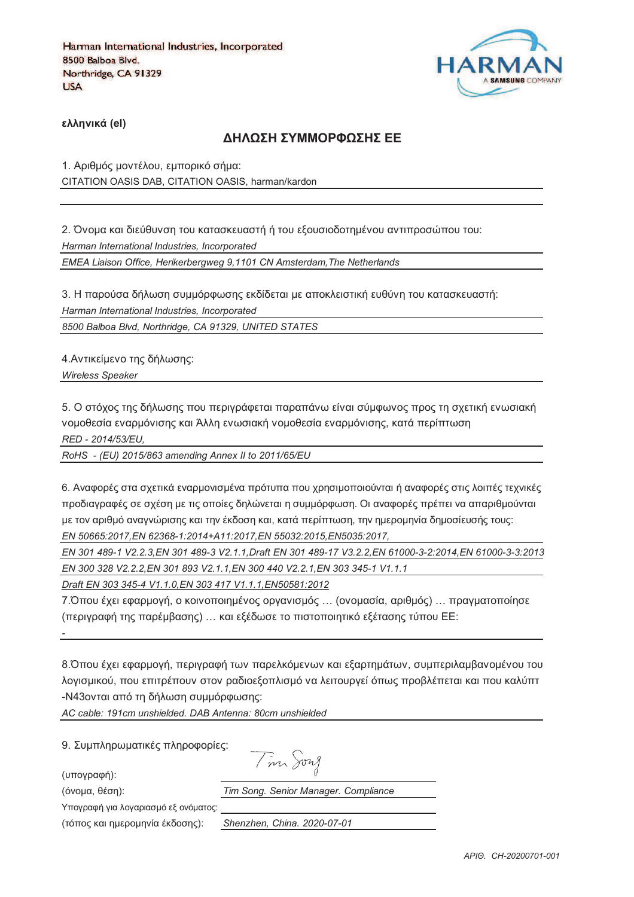Harman International Industries, Incorporated
8500 Balboa Blvd.
Northridge, CA 91329
USA

HARMAN
A SAMSUNG COMPANY

**ελληνικά (el)**

## ΔΗΛΩΣΗ ΣΥΜΜΟΡΦΩΣΗΣ ΕΕ

1. Αριθμός μοντέλου, εμπορικό σήμα:
CITATION OASIS DAB, CITATION OASIS, harman/kardon

2. Όνομα και διεύθυνση του κατασκευαστή ή του εξουσιοδοτημένου αντιπροσώπου του:
*Harman International Industries, Incorporated*
*EMEA Liaison Office, Herikerbergweg 9,1101 CN Amsterdam,The Netherlands*

3. Η παρούσα δήλωση συμμόρφωσης εκδίδεται με αποκλειστική ευθύνη του κατασκευαστή:
*Harman International Industries, Incorporated*
*8500 Balboa Blvd, Northridge, CA 91329, UNITED STATES*

4.Αντικείμενο της δήλωσης:
*Wireless Speaker*

5. Ο στόχος της δήλωσης που περιγράφεται παραπάνω είναι σύμφωνος προς τη σχετική ενωσιακή νομοθεσία εναρμόνισης και Άλλη ενωσιακή νομοθεσία εναρμόνισης, κατά περίπτωση
*RED - 2014/53/EU,*
*RoHS - (EU) 2015/863 amending Annex II to 2011/65/EU*

6. Αναφορές στα σχετικά εναρμονισμένα πρότυπα που χρησιμοποιούνται ή αναφορές στις λοιπές τεχνικές προδιαγραφές σε σχέση με τις οποίες δηλώνεται η συμμόρφωση. Οι αναφορές πρέπει να απαριθμούνται με τον αριθμό αναγνώρισης και την έκδοση και, κατά περίπτωση, την ημερομηνία δημοσίευσής τους:
*EN 50665:2017,EN 62368-1:2014+A11:2017,EN 55032:2015,EN5035:2017,*
*EN 301 489-1 V2.2.3,EN 301 489-3 V2.1.1,Draft EN 301 489-17 V3.2.2,EN 61000-3-2:2014,EN 61000-3-3:2013*
*EN 300 328 V2.2.2,EN 301 893 V2.1.1,EN 300 440 V2.2.1,EN 303 345-1 V1.1.1*
*Draft EN 303 345-4 V1.1.0,EN 303 417 V1.1.1,EN50581:2012*

7.Όπου έχει εφαρμογή, ο κοινοποιημένος οργανισμός … (ονομασία, αριθμός) … πραγματοποίησε (περιγραφή της παρέμβασης) … και εξέδωσε το πιστοποιητικό εξέτασης τύπου ΕΕ:
-

8.Όπου έχει εφαρμογή, περιγραφή των παρελκόμενων και εξαρτημάτων, συμπεριλαμβανομένου του λογισμικού, που επιτρέπουν στον ραδιοεξοπλισμό να λειτουργεί όπως προβλέπεται και που καλύπτ -N43ονται από τη δήλωση συμμόρφωσης:
*AC cable: 191cm unshielded. DAB Antenna: 80cm unshielded*

9. Συμπληρωματικές πληροφορίες:

(υπογραφή): Tim Song
(όνομα, θέση): *Tim Song. Senior Manager. Compliance*
Υπογραφή για λογαριασμό εξ ονόματος:
(τόπος και ημερομηνία έκδοσης): *Shenzhen, China. 2020-07-01*

*ΑΡΙΘ. CH-20200701-001*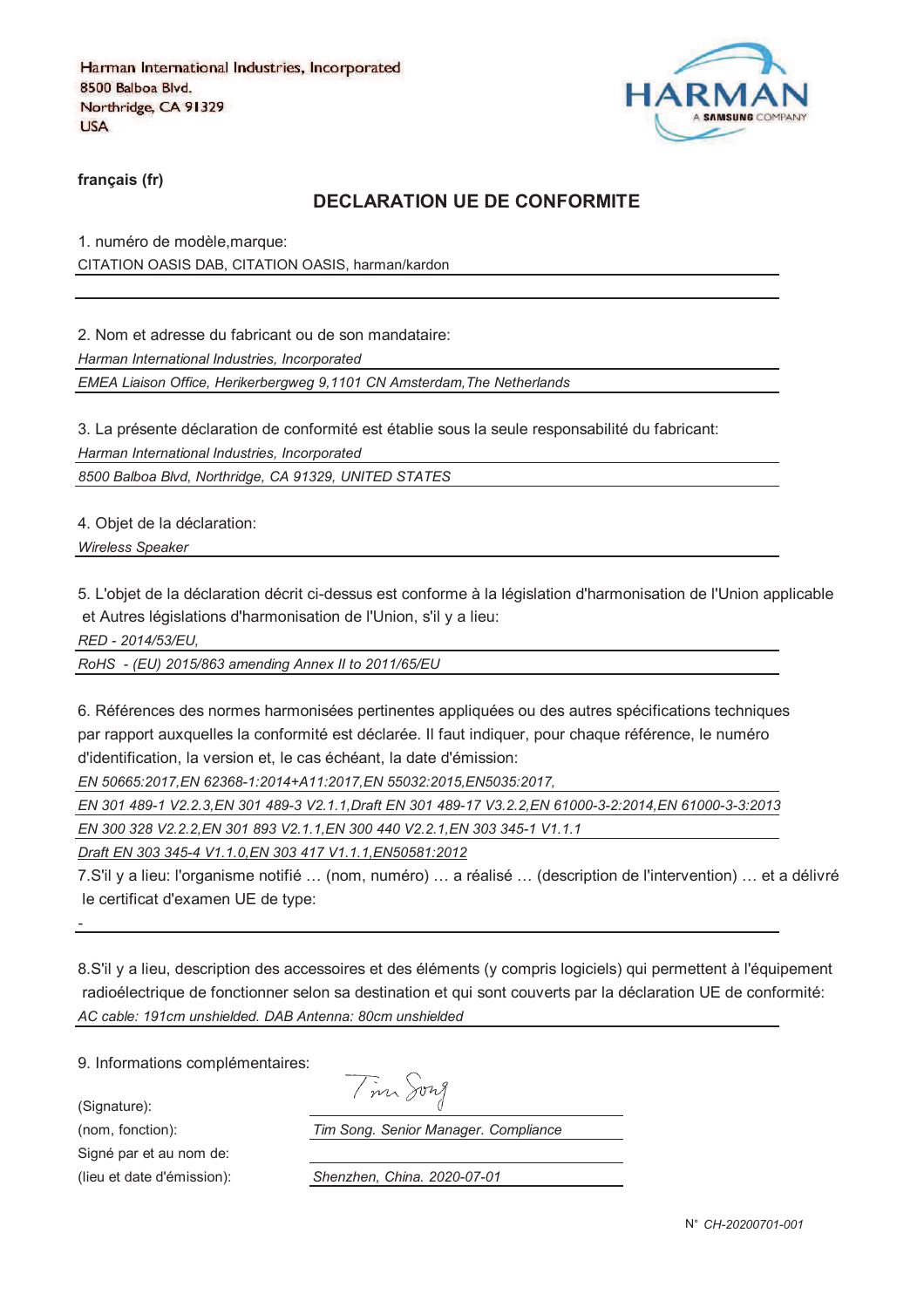Harman International Industries, Incorporated
8500 Balboa Blvd.
Northridge, CA 91329
USA

HARMAN
A SAMSUNG COMPANY

**français (fr)**

## DECLARATION UE DE CONFORMITE

1. numéro de modèle,marque:

CITATION OASIS DAB, CITATION OASIS, harman/kardon

2. Nom et adresse du fabricant ou de son mandataire:

*Harman International Industries, Incorporated*

*EMEA Liaison Office, Herikerbergweg 9,1101 CN Amsterdam,The Netherlands*

3. La présente déclaration de conformité est établie sous la seule responsabilité du fabricant:

*Harman International Industries, Incorporated*

*8500 Balboa Blvd, Northridge, CA 91329, UNITED STATES*

4. Objet de la déclaration:

*Wireless Speaker*

5. L'objet de la déclaration décrit ci-dessus est conforme à la législation d'harmonisation de l'Union applicable et Autres législations d'harmonisation de l'Union, s'il y a lieu:

*RED - 2014/53/EU,*

*RoHS - (EU) 2015/863 amending Annex II to 2011/65/EU*

6. Références des normes harmonisées pertinentes appliquées ou des autres spécifications techniques par rapport auxquelles la conformité est déclarée. Il faut indiquer, pour chaque référence, le numéro d'identification, la version et, le cas échéant, la date d'émission:

*EN 50665:2017,EN 62368-1:2014+A11:2017,EN 55032:2015,EN5035:2017,*

*EN 301 489-1 V2.2.3,EN 301 489-3 V2.1.1,Draft EN 301 489-17 V3.2.2,EN 61000-3-2:2014,EN 61000-3-3:2013*

*EN 300 328 V2.2.2,EN 301 893 V2.1.1,EN 300 440 V2.2.1,EN 303 345-1 V1.1.1*

*Draft EN 303 345-4 V1.1.0,EN 303 417 V1.1.1,EN50581:2012*

7.S'il y a lieu: l'organisme notifié … (nom, numéro) … a réalisé … (description de l'intervention) … et a délivré le certificat d'examen UE de type:

-

8.S'il y a lieu, description des accessoires et des éléments (y compris logiciels) qui permettent à l'équipement radioélectrique de fonctionner selon sa destination et qui sont couverts par la déclaration UE de conformité:

*AC cable: 191cm unshielded. DAB Antenna: 80cm unshielded*

9. Informations complémentaires:

(Signature): Tim Song

(nom, fonction): *Tim Song. Senior Manager. Compliance*

Signé par et au nom de:

(lieu et date d'émission): *Shenzhen, China. 2020-07-01*

N° *CH-20200701-001*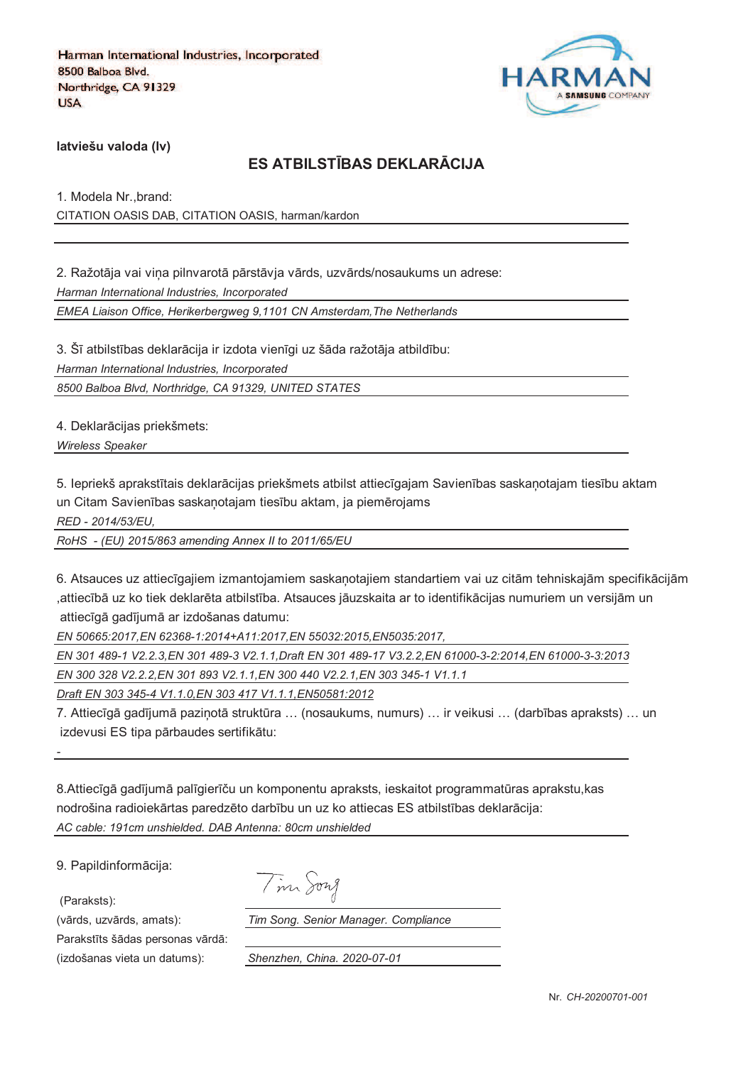Harman International Industries, Incorporated
8500 Balboa Blvd.
Northridge, CA 91329
USA

HARMAN
A SAMSUNG COMPANY

**latviešu valoda (lv)**

## ES ATBILSTĪBAS DEKLARĀCIJA

1. Modela Nr.,brand:

CITATION OASIS DAB, CITATION OASIS, harman/kardon

2. Ražotāja vai viņa pilnvarotā pārstāvja vārds, uzvārds/nosaukums un adrese:

*Harman International Industries, Incorporated*

*EMEA Liaison Office, Herikerbergweg 9,1101 CN Amsterdam,The Netherlands*

3. Šī atbilstības deklarācija ir izdota vienīgi uz šāda ražotāja atbildību:

*Harman International Industries, Incorporated*

*8500 Balboa Blvd, Northridge, CA 91329, UNITED STATES*

4. Deklarācijas priekšmets:

*Wireless Speaker*

5. Iepriekš aprakstītais deklarācijas priekšmets atbilst attiecīgajam Savienības saskaņotajam tiesību aktam un Citam Savienības saskaņotajam tiesību aktam, ja piemērojams

*RED - 2014/53/EU,*

*RoHS - (EU) 2015/863 amending Annex II to 2011/65/EU*

6. Atsauces uz attiecīgajiem izmantojamiem saskaņotajiem standartiem vai uz citām tehniskajām specifikācijām ,attiecībā uz ko tiek deklarēta atbilstība. Atsauces jāuzskaita ar to identifikācijas numuriem un versijām un attiecīgā gadījumā ar izdošanas datumu:

*EN 50665:2017,EN 62368-1:2014+A11:2017,EN 55032:2015,EN5035:2017,*

*EN 301 489-1 V2.2.3,EN 301 489-3 V2.1.1,Draft EN 301 489-17 V3.2.2,EN 61000-3-2:2014,EN 61000-3-3:2013*

*EN 300 328 V2.2.2,EN 301 893 V2.1.1,EN 300 440 V2.2.1,EN 303 345-1 V1.1.1*

*Draft EN 303 345-4 V1.1.0,EN 303 417 V1.1.1,EN50581:2012*

7. Attiecīgā gadījumā paziņotā struktūra … (nosaukums, numurs) … ir veikusi … (darbības apraksts) … un izdevusi ES tipa pārbaudes sertifikātu:

-

8.Attiecīgā gadījumā palīgierīču un komponentu apraksts, ieskaitot programmatūras aprakstu,kas nodrošina radioiekārtas paredzēto darbību un uz ko attiecas ES atbilstības deklarācija:

*AC cable: 191cm unshielded. DAB Antenna: 80cm unshielded*

9. Papildinformācija:

(Paraksts): Tim Song

(vārds, uzvārds, amats): *Tim Song. Senior Manager. Compliance*

Parakstīts šādas personas vārdā:

(izdošanas vieta un datums): *Shenzhen, China. 2020-07-01*

Nr. *CH-20200701-001*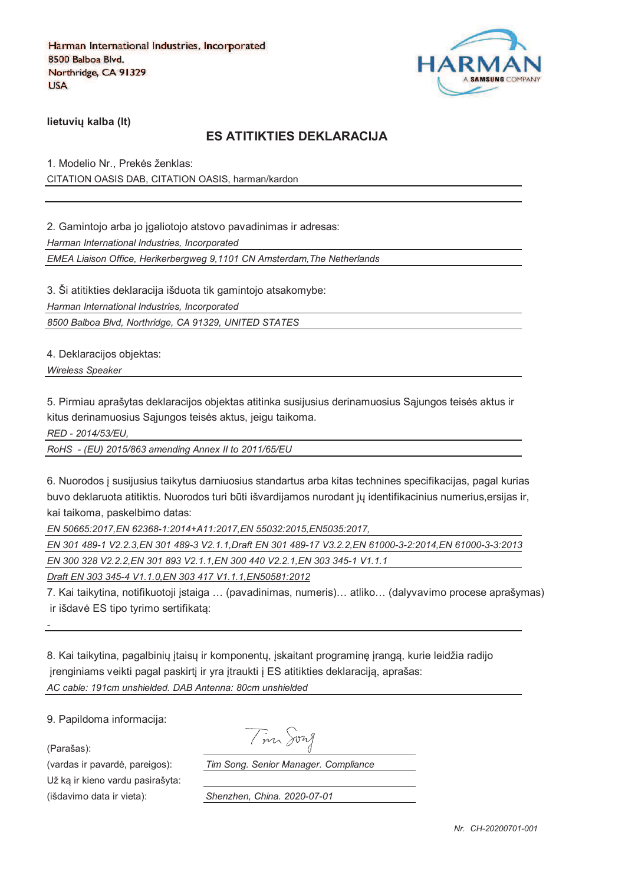Harman International Industries, Incorporated
8500 Balboa Blvd.
Northridge, CA 91329
USA

HARMAN
A SAMSUNG COMPANY

**lietuvių kalba (lt)**

## ES ATITIKTIES DEKLARACIJA

1. Modelio Nr., Prekės ženklas:

CITATION OASIS DAB, CITATION OASIS, harman/kardon

2. Gamintojo arba jo įgaliotojo atstovo pavadinimas ir adresas:

*Harman International Industries, Incorporated*

*EMEA Liaison Office, Herikerbergweg 9,1101 CN Amsterdam,The Netherlands*

3. Ši atitikties deklaracija išduota tik gamintojo atsakomybe:

*Harman International Industries, Incorporated*

*8500 Balboa Blvd, Northridge, CA 91329, UNITED STATES*

4. Deklaracijos objektas:

*Wireless Speaker*

5. Pirmiau aprašytas deklaracijos objektas atitinka susijusius derinamuosius Sąjungos teisės aktus ir kitus derinamuosius Sąjungos teisės aktus, jeigu taikoma.

*RED - 2014/53/EU,*

*RoHS - (EU) 2015/863 amending Annex II to 2011/65/EU*

6. Nuorodos į susijusius taikytus darniuosius standartus arba kitas technines specifikacijas, pagal kurias buvo deklaruota atitiktis. Nuorodos turi būti išvardijamos nurodant jų identifikacinius numerius,ersijas ir, kai taikoma, paskelbimo datas:

*EN 50665:2017,EN 62368-1:2014+A11:2017,EN 55032:2015,EN5035:2017,*

*EN 301 489-1 V2.2.3,EN 301 489-3 V2.1.1,Draft EN 301 489-17 V3.2.2,EN 61000-3-2:2014,EN 61000-3-3:2013*

*EN 300 328 V2.2.2,EN 301 893 V2.1.1,EN 300 440 V2.2.1,EN 303 345-1 V1.1.1*

*Draft EN 303 345-4 V1.1.0,EN 303 417 V1.1.1,EN50581:2012*

7. Kai taikytina, notifikuotoji įstaiga … (pavadinimas, numeris)… atliko… (dalyvavimo procese aprašymas) ir išdavė ES tipo tyrimo sertifikatą:

-

8. Kai taikytina, pagalbinių įtaisų ir komponentų, įskaitant programinę įrangą, kurie leidžia radijo įrenginiams veikti pagal paskirtį ir yra įtraukti į ES atitikties deklaraciją, aprašas:

*AC cable: 191cm unshielded. DAB Antenna: 80cm unshielded*

9. Papildoma informacija:

(Parašas):

(vardas ir pavardė, pareigos): *Tim Song. Senior Manager. Compliance*

Už ką ir kieno vardu pasirašyta:

(išdavimo data ir vieta): *Shenzhen, China. 2020-07-01*

*Nr. CH-20200701-001*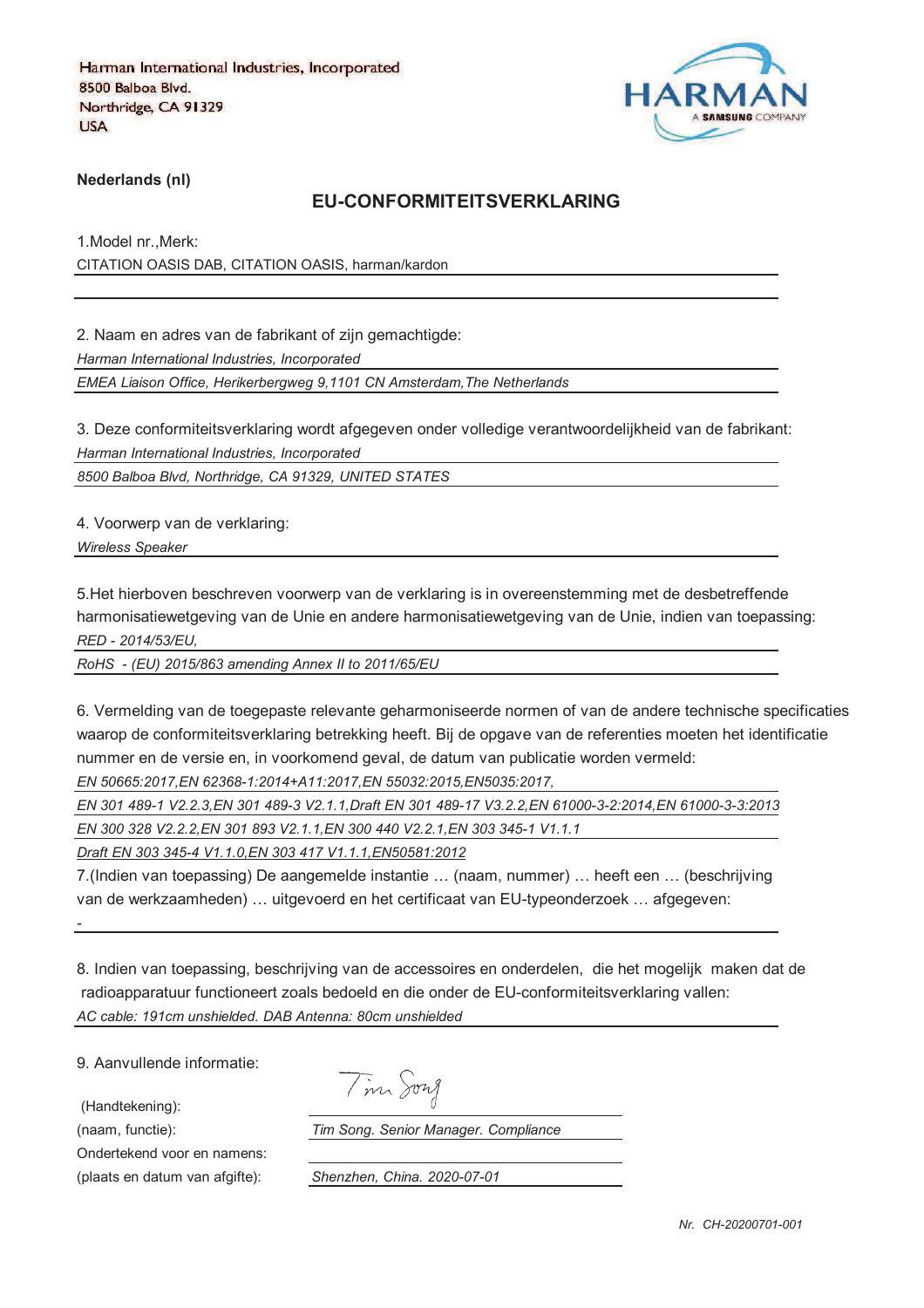Harman International Industries, Incorporated
8500 Balboa Blvd.
Northridge, CA 91329
USA

HARMAN
A SAMSUNG COMPANY

**Nederlands (nl)**

## EU-CONFORMITEITSVERKLARING

1.Model nr.,Merk:

CITATION OASIS DAB, CITATION OASIS, harman/kardon

2. Naam en adres van de fabrikant of zijn gemachtigde:

*Harman International Industries, Incorporated*

*EMEA Liaison Office, Herikerbergweg 9,1101 CN Amsterdam,The Netherlands*

3. Deze conformiteitsverklaring wordt afgegeven onder volledige verantwoordelijkheid van de fabrikant:

*Harman International Industries, Incorporated*

*8500 Balboa Blvd, Northridge, CA 91329, UNITED STATES*

4. Voorwerp van de verklaring:

*Wireless Speaker*

5.Het hierboven beschreven voorwerp van de verklaring is in overeenstemming met de desbetreffende harmonisatiewetgeving van de Unie en andere harmonisatiewetgeving van de Unie, indien van toepassing:

*RED - 2014/53/EU,*

*RoHS - (EU) 2015/863 amending Annex II to 2011/65/EU*

6. Vermelding van de toegepaste relevante geharmoniseerde normen of van de andere technische specificaties waarop de conformiteitsverklaring betrekking heeft. Bij de opgave van de referenties moeten het identificatie nummer en de versie en, in voorkomend geval, de datum van publicatie worden vermeld:

*EN 50665:2017,EN 62368-1:2014+A11:2017,EN 55032:2015,EN5035:2017,*

*EN 301 489-1 V2.2.3,EN 301 489-3 V2.1.1,Draft EN 301 489-17 V3.2.2,EN 61000-3-2:2014,EN 61000-3-3:2013*

*EN 300 328 V2.2.2,EN 301 893 V2.1.1,EN 300 440 V2.2.1,EN 303 345-1 V1.1.1*

*Draft EN 303 345-4 V1.1.0,EN 303 417 V1.1.1,EN50581:2012*

7.(Indien van toepassing) De aangemelde instantie … (naam, nummer) … heeft een … (beschrijving van de werkzaamheden) … uitgevoerd en het certificaat van EU-typeonderzoek … afgegeven:

-

8. Indien van toepassing, beschrijving van de accessoires en onderdelen, die het mogelijk maken dat de radioapparatuur functioneert zoals bedoeld en die onder de EU-conformiteitsverklaring vallen:

*AC cable: 191cm unshielded. DAB Antenna: 80cm unshielded*

9. Aanvullende informatie:

(Handtekening):

(naam, functie): *Tim Song. Senior Manager. Compliance*

Ondertekend voor en namens:

(plaats en datum van afgifte): *Shenzhen, China. 2020-07-01*

*Nr. CH-20200701-001*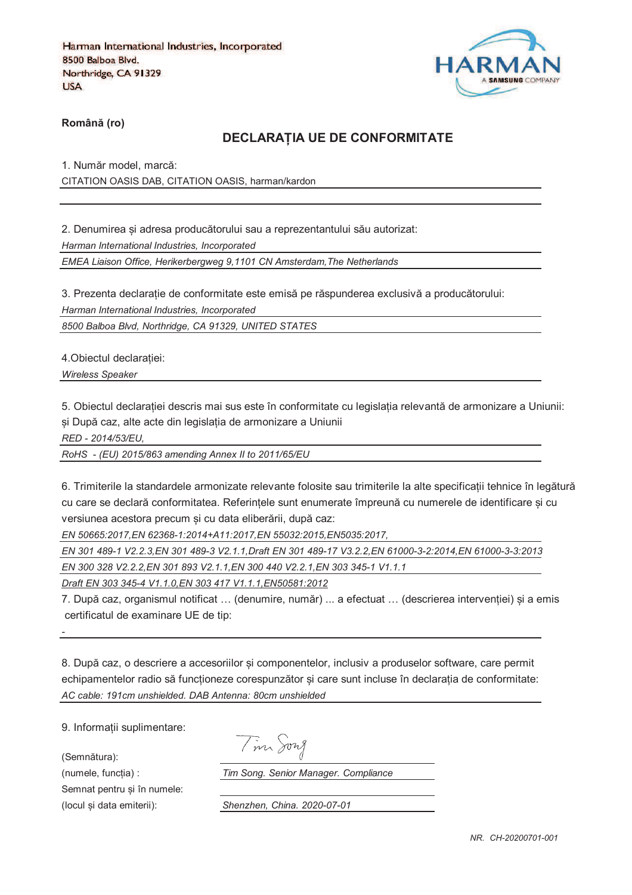Harman International Industries, Incorporated
8500 Balboa Blvd.
Northridge, CA 91329
USA

HARMAN
A SAMSUNG COMPANY

**Română (ro)**

## DECLARAȚIA UE DE CONFORMITATE

1. Număr model, marcă:

CITATION OASIS DAB, CITATION OASIS, harman/kardon

2. Denumirea și adresa producătorului sau a reprezentantului său autorizat:

*Harman International Industries, Incorporated*

*EMEA Liaison Office, Herikerbergweg 9,1101 CN Amsterdam,The Netherlands*

3. Prezenta declarație de conformitate este emisă pe răspunderea exclusivă a producătorului:

*Harman International Industries, Incorporated*

*8500 Balboa Blvd, Northridge, CA 91329, UNITED STATES*

4.Obiectul declarației:

*Wireless Speaker*

5. Obiectul declarației descris mai sus este în conformitate cu legislația relevantă de armonizare a Uniunii: și După caz, alte acte din legislația de armonizare a Uniunii

*RED - 2014/53/EU,*

*RoHS - (EU) 2015/863 amending Annex II to 2011/65/EU*

6. Trimiterile la standardele armonizate relevante folosite sau trimiterile la alte specificații tehnice în legătură cu care se declară conformitatea. Referințele sunt enumerate împreună cu numerele de identificare și cu versiunea acestora precum și cu data eliberării, după caz:

*EN 50665:2017,EN 62368-1:2014+A11:2017,EN 55032:2015,EN5035:2017,*

*EN 301 489-1 V2.2.3,EN 301 489-3 V2.1.1,Draft EN 301 489-17 V3.2.2,EN 61000-3-2:2014,EN 61000-3-3:2013*

*EN 300 328 V2.2.2,EN 301 893 V2.1.1,EN 300 440 V2.2.1,EN 303 345-1 V1.1.1*

*Draft EN 303 345-4 V1.1.0,EN 303 417 V1.1.1,EN50581:2012*

7. După caz, organismul notificat … (denumire, număr) ... a efectuat … (descrierea intervenției) și a emis certificatul de examinare UE de tip:

-

8. După caz, o descriere a accesoriilor și componentelor, inclusiv a produselor software, care permit echipamentelor radio să funcționeze corespunzător și care sunt incluse în declarația de conformitate:

*AC cable: 191cm unshielded. DAB Antenna: 80cm unshielded*

9. Informații suplimentare:

(Semnătura):

(numele, funcția) : *Tim Song. Senior Manager. Compliance*

Semnat pentru și în numele:

(locul și data emiterii): *Shenzhen, China. 2020-07-01*

*NR. CH-20200701-001*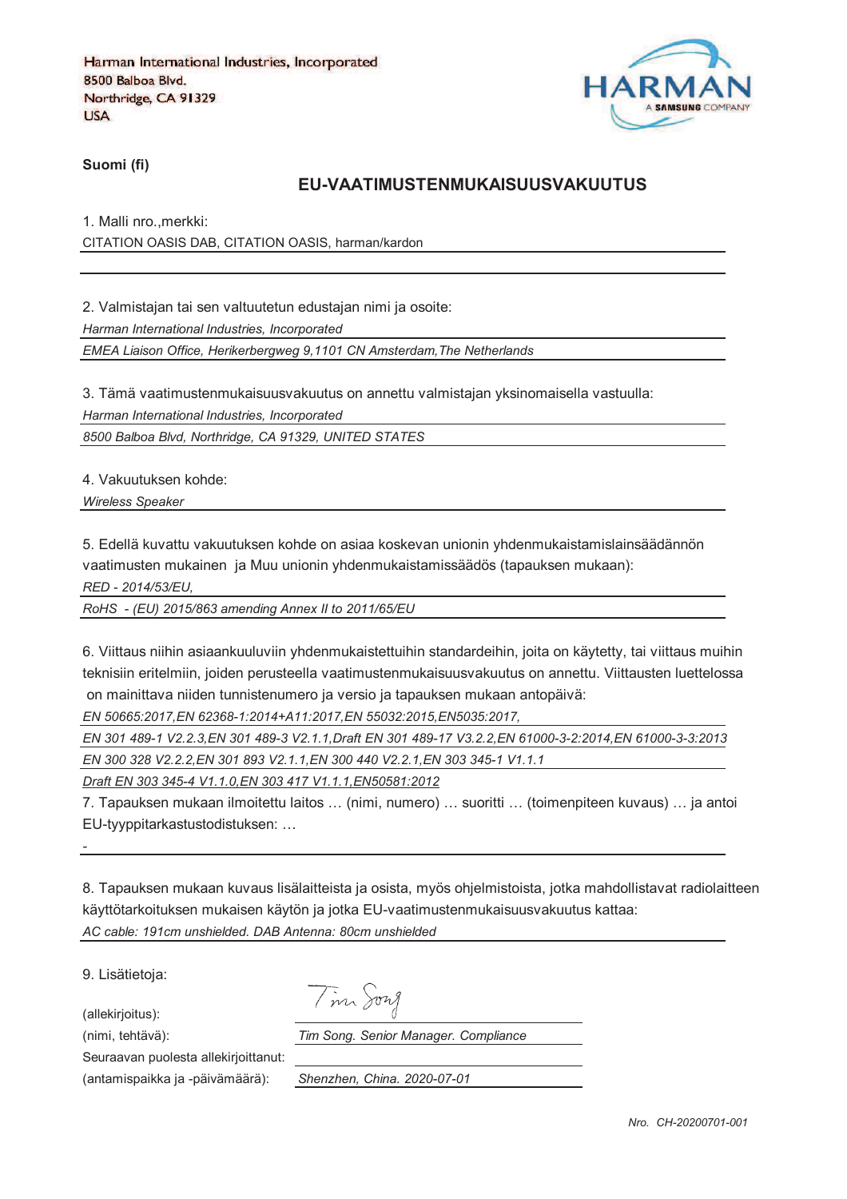Harman International Industries, Incorporated
8500 Balboa Blvd.
Northridge, CA 91329
USA

HARMAN
A SAMSUNG COMPANY

**Suomi (fi)**

## EU-VAATIMUSTENMUKAISUUSVAKUUTUS

1. Malli nro.,merkki:

CITATION OASIS DAB, CITATION OASIS, harman/kardon

2. Valmistajan tai sen valtuutetun edustajan nimi ja osoite:

*Harman International Industries, Incorporated*

*EMEA Liaison Office, Herikerbergweg 9,1101 CN Amsterdam,The Netherlands*

3. Tämä vaatimustenmukaisuusvakuutus on annettu valmistajan yksinomaisella vastuulla:

*Harman International Industries, Incorporated*

*8500 Balboa Blvd, Northridge, CA 91329, UNITED STATES*

4. Vakuutuksen kohde:

*Wireless Speaker*

5. Edellä kuvattu vakuutuksen kohde on asiaa koskevan unionin yhdenmukaistamislainsäädännön vaatimusten mukainen ja Muu unionin yhdenmukaistamissäädös (tapauksen mukaan):

*RED - 2014/53/EU,*

*RoHS - (EU) 2015/863 amending Annex II to 2011/65/EU*

6. Viittaus niihin asiaankuuluviin yhdenmukaistettuihin standardeihin, joita on käytetty, tai viittaus muihin teknisiin eritelmiin, joiden perusteella vaatimustenmukaisuusvakuutus on annettu. Viittausten luettelossa on mainittava niiden tunnistenumero ja versio ja tapauksen mukaan antopäivä:

*EN 50665:2017,EN 62368-1:2014+A11:2017,EN 55032:2015,EN5035:2017,*

*EN 301 489-1 V2.2.3,EN 301 489-3 V2.1.1,Draft EN 301 489-17 V3.2.2,EN 61000-3-2:2014,EN 61000-3-3:2013*

*EN 300 328 V2.2.2,EN 301 893 V2.1.1,EN 300 440 V2.2.1,EN 303 345-1 V1.1.1*

*Draft EN 303 345-4 V1.1.0,EN 303 417 V1.1.1,EN50581:2012*

7. Tapauksen mukaan ilmoitettu laitos … (nimi, numero) … suoritti … (toimenpiteen kuvaus) … ja antoi EU-tyyppitarkastustodistuksen: …

-

8. Tapauksen mukaan kuvaus lisälaitteista ja osista, myös ohjelmistoista, jotka mahdollistavat radiolaitteen käyttötarkoituksen mukaisen käytön ja jotka EU-vaatimustenmukaisuusvakuutus kattaa:

*AC cable: 191cm unshielded. DAB Antenna: 80cm unshielded*

9. Lisätietoja:

(allekirjoitus): Tim Song

(nimi, tehtävä): *Tim Song. Senior Manager. Compliance*

Seuraavan puolesta allekirjoittanut:

(antamispaikka ja -päivämäärä): *Shenzhen, China. 2020-07-01*

*Nro. CH-20200701-001*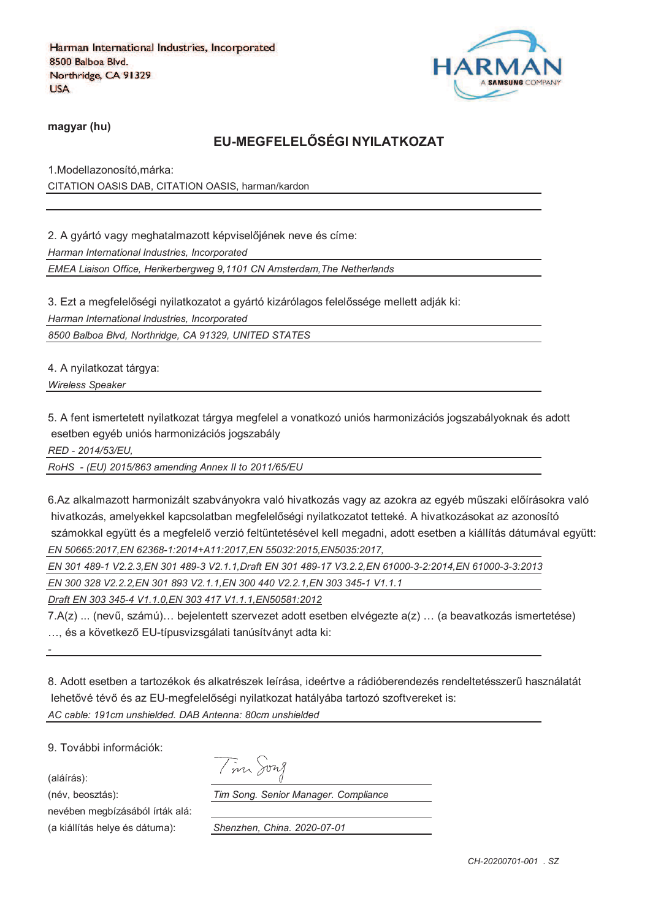Harman International Industries, Incorporated
8500 Balboa Blvd.
Northridge, CA 91329
USA

HARMAN
A SAMSUNG COMPANY

**magyar (hu)**

## EU-MEGFELELŐSÉGI NYILATKOZAT

1.Modellazonosító,márka:

CITATION OASIS DAB, CITATION OASIS, harman/kardon

2. A gyártó vagy meghatalmazott képviselőjének neve és címe:

*Harman International Industries, Incorporated*

*EMEA Liaison Office, Herikerbergweg 9,1101 CN Amsterdam,The Netherlands*

3. Ezt a megfelelőségi nyilatkozatot a gyártó kizárólagos felelőssége mellett adják ki:

*Harman International Industries, Incorporated*

*8500 Balboa Blvd, Northridge, CA 91329, UNITED STATES*

4. A nyilatkozat tárgya:

*Wireless Speaker*

5. A fent ismertetett nyilatkozat tárgya megfelel a vonatkozó uniós harmonizációs jogszabályoknak és adott esetben egyéb uniós harmonizációs jogszabály

*RED - 2014/53/EU,*

*RoHS - (EU) 2015/863 amending Annex II to 2011/65/EU*

6.Az alkalmazott harmonizált szabványokra való hivatkozás vagy az azokra az egyéb műszaki előírásokra való hivatkozás, amelyekkel kapcsolatban megfelelőségi nyilatkozatot tették. A hivatkozásokat az azonosító számokkal együtt és a megfelelő verzió feltüntetésével kell megadni, adott esetben a kiállítás dátumával együtt:

*EN 50665:2017,EN 62368-1:2014+A11:2017,EN 55032:2015,EN5035:2017,*

*EN 301 489-1 V2.2.3,EN 301 489-3 V2.1.1,Draft EN 301 489-17 V3.2.2,EN 61000-3-2:2014,EN 61000-3-3:2013*

*EN 300 328 V2.2.2,EN 301 893 V2.1.1,EN 300 440 V2.2.1,EN 303 345-1 V1.1.1*

*Draft EN 303 345-4 V1.1.0,EN 303 417 V1.1.1,EN50581:2012*

7.A(z) ... (nevű, számú)… bejelentett szervezet adott esetben elvégezte a(z) … (a beavatkozás ismertetése) …, és a következő EU-típusvizsgálati tanúsítványt adta ki:

-

8. Adott esetben a tartozékok és alkatrészek leírása, ideértve a rádióberendezés rendeltetésszerű használatát lehetővé tévő és az EU-megfelelőségi nyilatkozat hatályába tartozó szoftvereket is:

*AC cable: 191cm unshielded. DAB Antenna: 80cm unshielded*

9. További információk:

(aláírás): Tim Song

(név, beosztás): *Tim Song. Senior Manager. Compliance*

nevében megbízásából írták alá:

(a kiállítás helye és dátuma): *Shenzhen, China. 2020-07-01*

*CH-20200701-001 . SZ*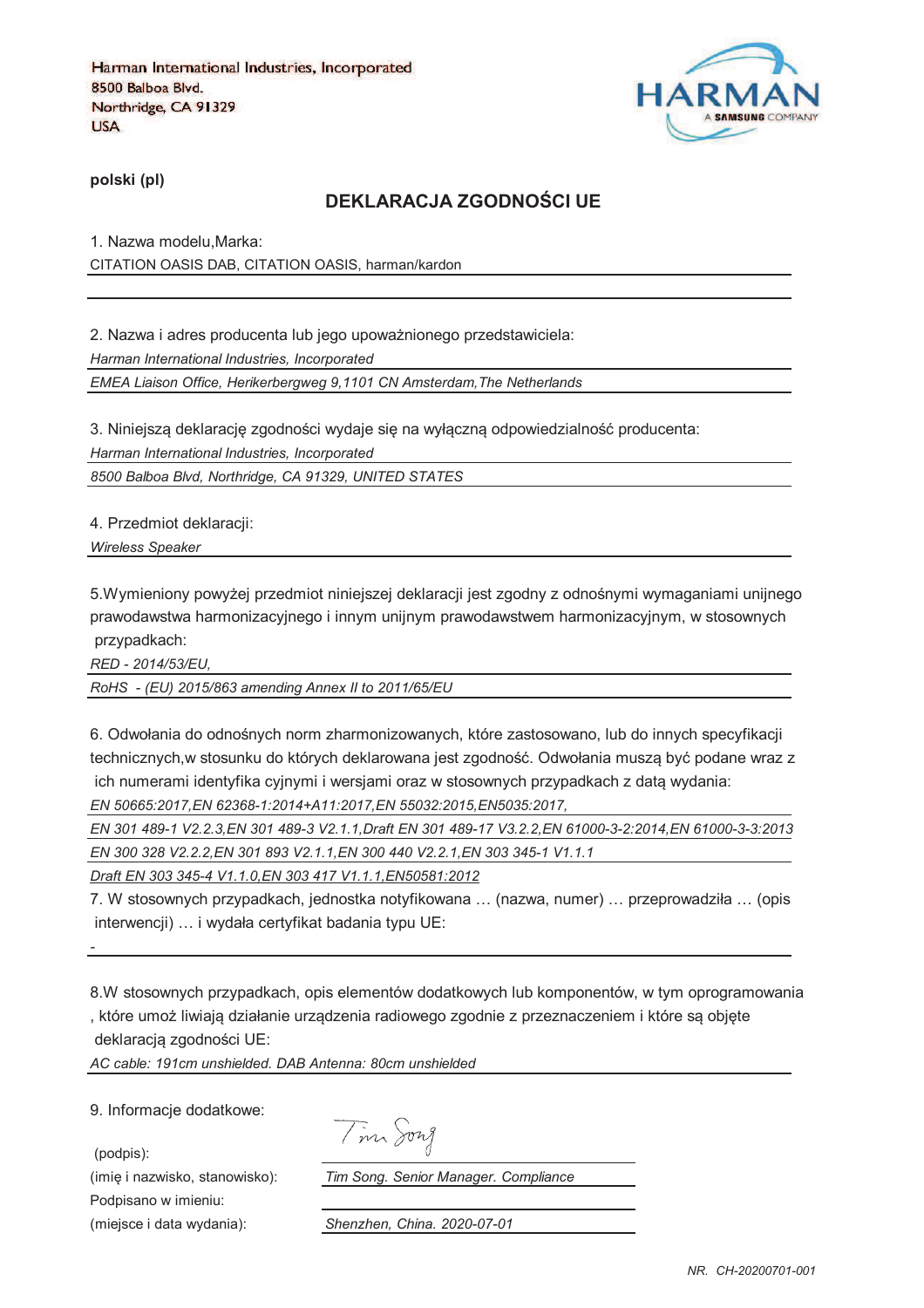Harman International Industries, Incorporated
8500 Balboa Blvd.
Northridge, CA 91329
USA

HARMAN
A SAMSUNG COMPANY

**polski (pl)**

## DEKLARACJA ZGODNOŚCI UE

1. Nazwa modelu,Marka:

CITATION OASIS DAB, CITATION OASIS, harman/kardon

2. Nazwa i adres producenta lub jego upoważnionego przedstawiciela:

*Harman International Industries, Incorporated*

*EMEA Liaison Office, Herikerbergweg 9,1101 CN Amsterdam,The Netherlands*

3. Niniejszą deklarację zgodności wydaje się na wyłączną odpowiedzialność producenta:

*Harman International Industries, Incorporated*

*8500 Balboa Blvd, Northridge, CA 91329, UNITED STATES*

4. Przedmiot deklaracji:

*Wireless Speaker*

5.Wymieniony powyżej przedmiot niniejszej deklaracji jest zgodny z odnośnymi wymaganiami unijnego prawodawstwa harmonizacyjnego i innym unijnym prawodawstwem harmonizacyjnym, w stosownych przypadkach:

*RED - 2014/53/EU,*

*RoHS - (EU) 2015/863 amending Annex II to 2011/65/EU*

6. Odwołania do odnośnych norm zharmonizowanych, które zastosowano, lub do innych specyfikacji technicznych,w stosunku do których deklarowana jest zgodność. Odwołania muszą być podane wraz z ich numerami identyfika cyjnymi i wersjami oraz w stosownych przypadkach z datą wydania:

*EN 50665:2017,EN 62368-1:2014+A11:2017,EN 55032:2015,EN5035:2017,*

*EN 301 489-1 V2.2.3,EN 301 489-3 V2.1.1,Draft EN 301 489-17 V3.2.2,EN 61000-3-2:2014,EN 61000-3-3:2013*

*EN 300 328 V2.2.2,EN 301 893 V2.1.1,EN 300 440 V2.2.1,EN 303 345-1 V1.1.1*

*Draft EN 303 345-4 V1.1.0,EN 303 417 V1.1.1,EN50581:2012*

7. W stosownych przypadkach, jednostka notyfikowana … (nazwa, numer) … przeprowadziła … (opis interwencji) … i wydała certyfikat badania typu UE:

-

8.W stosownych przypadkach, opis elementów dodatkowych lub komponentów, w tym oprogramowania , które umoż liwiają działanie urządzenia radiowego zgodnie z przeznaczeniem i które są objęte deklaracją zgodności UE:

*AC cable: 191cm unshielded. DAB Antenna: 80cm unshielded*

9. Informacje dodatkowe:

(podpis): Tim Song

(imię i nazwisko, stanowisko): *Tim Song. Senior Manager. Compliance*

Podpisano w imieniu:

(miejsce i data wydania): *Shenzhen, China. 2020-07-01*

*NR. CH-20200701-001*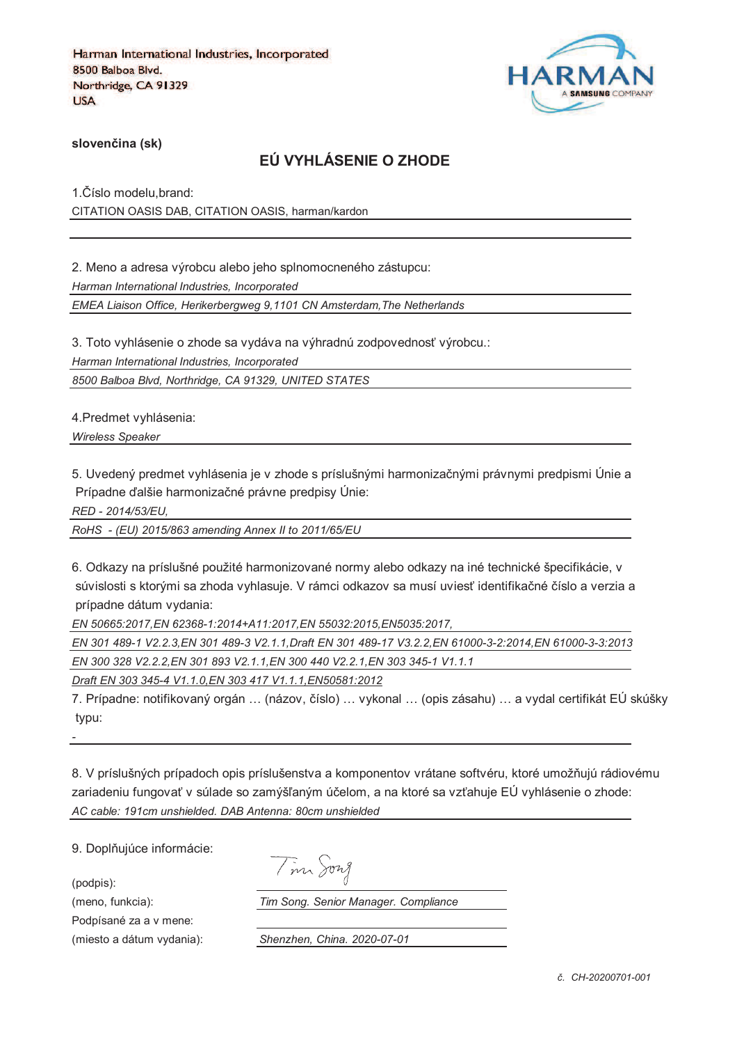Harman International Industries, Incorporated
8500 Balboa Blvd.
Northridge, CA 91329
USA

HARMAN
A SAMSUNG COMPANY

**slovenčina (sk)**

## EÚ VYHLÁSENIE O ZHODE

1.Číslo modelu,brand:

CITATION OASIS DAB, CITATION OASIS, harman/kardon

2. Meno a adresa výrobcu alebo jeho splnomocneného zástupcu:

*Harman International Industries, Incorporated*

*EMEA Liaison Office, Herikerbergweg 9,1101 CN Amsterdam,The Netherlands*

3. Toto vyhlásenie o zhode sa vydáva na výhradnú zodpovednosť výrobcu.:

*Harman International Industries, Incorporated*

*8500 Balboa Blvd, Northridge, CA 91329, UNITED STATES*

4.Predmet vyhlásenia:

*Wireless Speaker*

5. Uvedený predmet vyhlásenia je v zhode s príslušnými harmonizačnými právnymi predpismi Únie a Prípadne ďalšie harmonizačné právne predpisy Únie:

*RED - 2014/53/EU,*

*RoHS - (EU) 2015/863 amending Annex II to 2011/65/EU*

6. Odkazy na príslušné použité harmonizované normy alebo odkazy na iné technické špecifikácie, v súvislosti s ktorými sa zhoda vyhlasuje. V rámci odkazov sa musí uviesť identifikačné číslo a verzia a prípadne dátum vydania:

*EN 50665:2017,EN 62368-1:2014+A11:2017,EN 55032:2015,EN5035:2017,*

*EN 301 489-1 V2.2.3,EN 301 489-3 V2.1.1,Draft EN 301 489-17 V3.2.2,EN 61000-3-2:2014,EN 61000-3-3:2013*

*EN 300 328 V2.2.2,EN 301 893 V2.1.1,EN 300 440 V2.2.1,EN 303 345-1 V1.1.1*

*Draft EN 303 345-4 V1.1.0,EN 303 417 V1.1.1,EN50581:2012*

7. Prípadne: notifikovaný orgán … (názov, číslo) … vykonal … (opis zásahu) … a vydal certifikát EÚ skúšky typu:

-

8. V príslušných prípadoch opis príslušenstva a komponentov vrátane softvéru, ktoré umožňujú rádiovému zariadeniu fungovať v súlade so zamýšľaným účelom, a na ktoré sa vzťahuje EÚ vyhlásenie o zhode:

*AC cable: 191cm unshielded. DAB Antenna: 80cm unshielded*

9. Doplňujúce informácie:

(podpis):

(meno, funkcia): *Tim Song. Senior Manager. Compliance*

Podpísané za a v mene:

(miesto a dátum vydania): *Shenzhen, China. 2020-07-01*

*č. CH-20200701-001*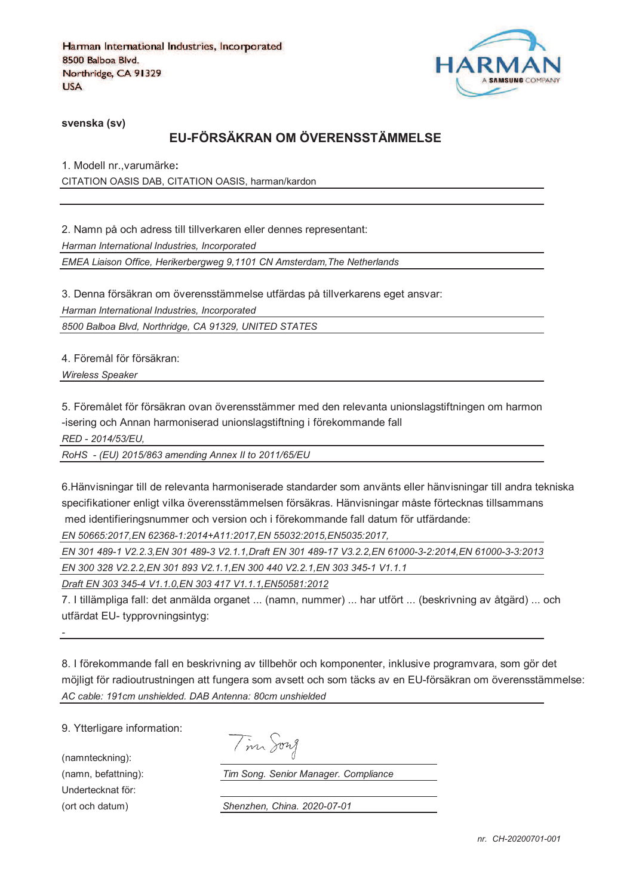Harman International Industries, Incorporated
8500 Balboa Blvd.
Northridge, CA 91329
USA

HARMAN
A SAMSUNG COMPANY

**svenska (sv)**

## EU-FÖRSÄKRAN OM ÖVERENSSTÄMMELSE

1. Modell nr.,varumärke**:**

CITATION OASIS DAB, CITATION OASIS, harman/kardon

2. Namn på och adress till tillverkaren eller dennes representant:

*Harman International Industries, Incorporated*

*EMEA Liaison Office, Herikerbergweg 9,1101 CN Amsterdam,The Netherlands*

3. Denna försäkran om överensstämmelse utfärdas på tillverkarens eget ansvar:

*Harman International Industries, Incorporated*

*8500 Balboa Blvd, Northridge, CA 91329, UNITED STATES*

4. Föremål för försäkran:

*Wireless Speaker*

5. Föremålet för försäkran ovan överensstämmer med den relevanta unionslagstiftningen om harmon -isering och Annan harmoniserad unionslagstiftning i förekommande fall

*RED - 2014/53/EU,*

*RoHS - (EU) 2015/863 amending Annex II to 2011/65/EU*

6.Hänvisningar till de relevanta harmoniserade standarder som använts eller hänvisningar till andra tekniska specifikationer enligt vilka överensstämmelsen försäkras. Hänvisningar måste förtecknas tillsammans med identifieringsnummer och version och i förekommande fall datum för utfärdande:

*EN 50665:2017,EN 62368-1:2014+A11:2017,EN 55032:2015,EN5035:2017,*

*EN 301 489-1 V2.2.3,EN 301 489-3 V2.1.1,Draft EN 301 489-17 V3.2.2,EN 61000-3-2:2014,EN 61000-3-3:2013*

*EN 300 328 V2.2.2,EN 301 893 V2.1.1,EN 300 440 V2.2.1,EN 303 345-1 V1.1.1*

*Draft EN 303 345-4 V1.1.0,EN 303 417 V1.1.1,EN50581:2012*

7. I tillämpliga fall: det anmälda organet ... (namn, nummer) ... har utfört ... (beskrivning av åtgärd) ... och utfärdat EU- typprovningsintyg:

-

8. I förekommande fall en beskrivning av tillbehör och komponenter, inklusive programvara, som gör det möjligt för radioutrustningen att fungera som avsett och som täcks av en EU-försäkran om överensstämmelse:

*AC cable: 191cm unshielded. DAB Antenna: 80cm unshielded*

9. Ytterligare information:

(namnteckning): Tim Song

(namn, befattning): *Tim Song. Senior Manager. Compliance*

Undertecknat för:

(ort och datum) *Shenzhen, China. 2020-07-01*

*nr. CH-20200701-001*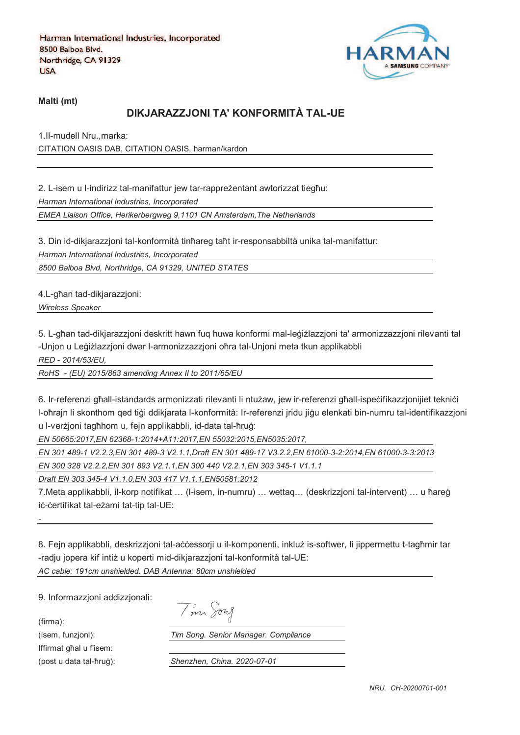Harman International Industries, Incorporated
8500 Balboa Blvd.
Northridge, CA 91329
USA

HARMAN A SAMSUNG COMPANY

**Malti (mt)**

## DIKJARAZZJONI TA' KONFORMITÀ TAL-UE

1.Il-mudell Nru.,marka:

CITATION OASIS DAB, CITATION OASIS, harman/kardon

2. L-isem u l-indirizz tal-manifattur jew tar-rappreżentant awtorizzat tiegħu:

*Harman International Industries, Incorporated*

*EMEA Liaison Office, Herikerbergweg 9,1101 CN Amsterdam,The Netherlands*

3. Din id-dikjarazzjoni tal-konformità tinħareg taħt ir-responsabbiltà unika tal-manifattur:

*Harman International Industries, Incorporated*

*8500 Balboa Blvd, Northridge, CA 91329, UNITED STATES*

4.L-għan tad-dikjarazzjoni:

*Wireless Speaker*

5. L-għan tad-dikjarazzjoni deskritt hawn fuq huwa konformi mal-leġiżlazzjoni ta' armonizzazzjoni rilevanti tal-Unjoni u Leġiżlazzjoni dwar l-armonizzazzjoni oħra tal-Unjoni meta tkun applikabbli

*RED - 2014/53/EU,*

*RoHS - (EU) 2015/863 amending Annex II to 2011/65/EU*

6. Ir-referenzi għall-istandards armonizzati rilevanti li ntużaw, jew ir-referenzi għall-ispeċifikazzjonijiet tekniċi l-oħrajn li skonthom qed tiġi ddikjarata l-konformità: Ir-referenzi jridu jiġu elenkati bin-numru tal-identifikazzjoni u l-verżjoni tagħhom u, fejn applikabbli, id-data tal-ħruġ:

*EN 50665:2017,EN 62368-1:2014+A11:2017,EN 55032:2015,EN5035:2017,*

*EN 301 489-1 V2.2.3,EN 301 489-3 V2.1.1,Draft EN 301 489-17 V3.2.2,EN 61000-3-2:2014,EN 61000-3-3:2013*

*EN 300 328 V2.2.2,EN 301 893 V2.1.1,EN 300 440 V2.2.1,EN 303 345-1 V1.1.1*

*Draft EN 303 345-4 V1.1.0,EN 303 417 V1.1.1,EN50581:2012*

7.Meta applikabbli, il-korp notifikat … (l-isem, in-numru) … wettaq… (deskrizzjoni tal-intervent) … u ħareġ iċ-ċertifikat tal-eżami tat-tip tal-UE:

-

8. Fejn applikabbli, deskrizzjoni tal-aċċessorji u il-komponenti, inkluż is-softwer, li jippermettu t-tagħmir tar-radju jopera kif intiż u koperti mid-dikjarazzjoni tal-konformità tal-UE:

*AC cable: 191cm unshielded. DAB Antenna: 80cm unshielded*

9. Informazzjoni addizzjonali:

(firma): Tim Song

(isem, funzjoni): *Tim Song. Senior Manager. Compliance*

Iffirmat għal u f'isem:

(post u data tal-ħruġ): *Shenzhen, China. 2020-07-01*

*NRU. CH-20200701-001*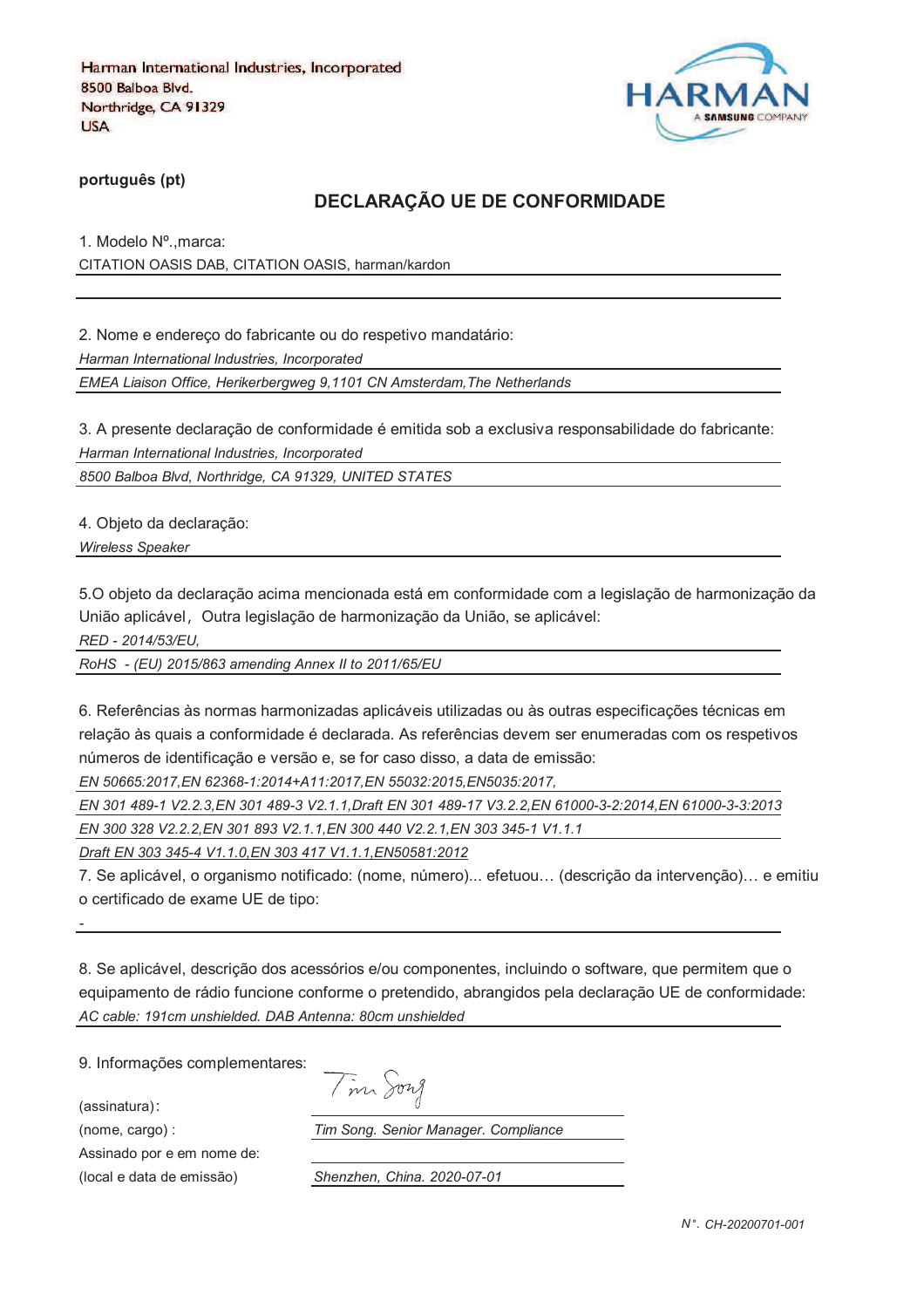Harman International Industries, Incorporated
8500 Balboa Blvd.
Northridge, CA 91329
USA

HARMAN
A SAMSUNG COMPANY

**português (pt)**

## DECLARAÇÃO UE DE CONFORMIDADE

1. Modelo Nº.,marca:

CITATION OASIS DAB, CITATION OASIS, harman/kardon

2. Nome e endereço do fabricante ou do respetivo mandatário:

*Harman International Industries, Incorporated*

*EMEA Liaison Office, Herikerbergweg 9,1101 CN Amsterdam,The Netherlands*

3. A presente declaração de conformidade é emitida sob a exclusiva responsabilidade do fabricante:

*Harman International Industries, Incorporated*

*8500 Balboa Blvd, Northridge, CA 91329, UNITED STATES*

4. Objeto da declaração:

*Wireless Speaker*

5.O objeto da declaração acima mencionada está em conformidade com a legislação de harmonização da União aplicável，Outra legislação de harmonização da União, se aplicável:

*RED - 2014/53/EU,*

*RoHS - (EU) 2015/863 amending Annex II to 2011/65/EU*

6. Referências às normas harmonizadas aplicáveis utilizadas ou às outras especificações técnicas em relação às quais a conformidade é declarada. As referências devem ser enumeradas com os respetivos números de identificação e versão e, se for caso disso, a data de emissão:

*EN 50665:2017,EN 62368-1:2014+A11:2017,EN 55032:2015,EN5035:2017,*

*EN 301 489-1 V2.2.3,EN 301 489-3 V2.1.1,Draft EN 301 489-17 V3.2.2,EN 61000-3-2:2014,EN 61000-3-3:2013*

*EN 300 328 V2.2.2,EN 301 893 V2.1.1,EN 300 440 V2.2.1,EN 303 345-1 V1.1.1*

*Draft EN 303 345-4 V1.1.0,EN 303 417 V1.1.1,EN50581:2012*

7. Se aplicável, o organismo notificado: (nome, número)... efetuou… (descrição da intervenção)… e emitiu o certificado de exame UE de tipo:

-

8. Se aplicável, descrição dos acessórios e/ou componentes, incluindo o software, que permitem que o equipamento de rádio funcione conforme o pretendido, abrangidos pela declaração UE de conformidade:

*AC cable: 191cm unshielded. DAB Antenna: 80cm unshielded*

9. Informações complementares:

(assinatura): Tim Song

(nome, cargo) : *Tim Song. Senior Manager. Compliance*

Assinado por e em nome de:

(local e data de emissão) *Shenzhen, China. 2020-07-01*

*N°. CH-20200701-001*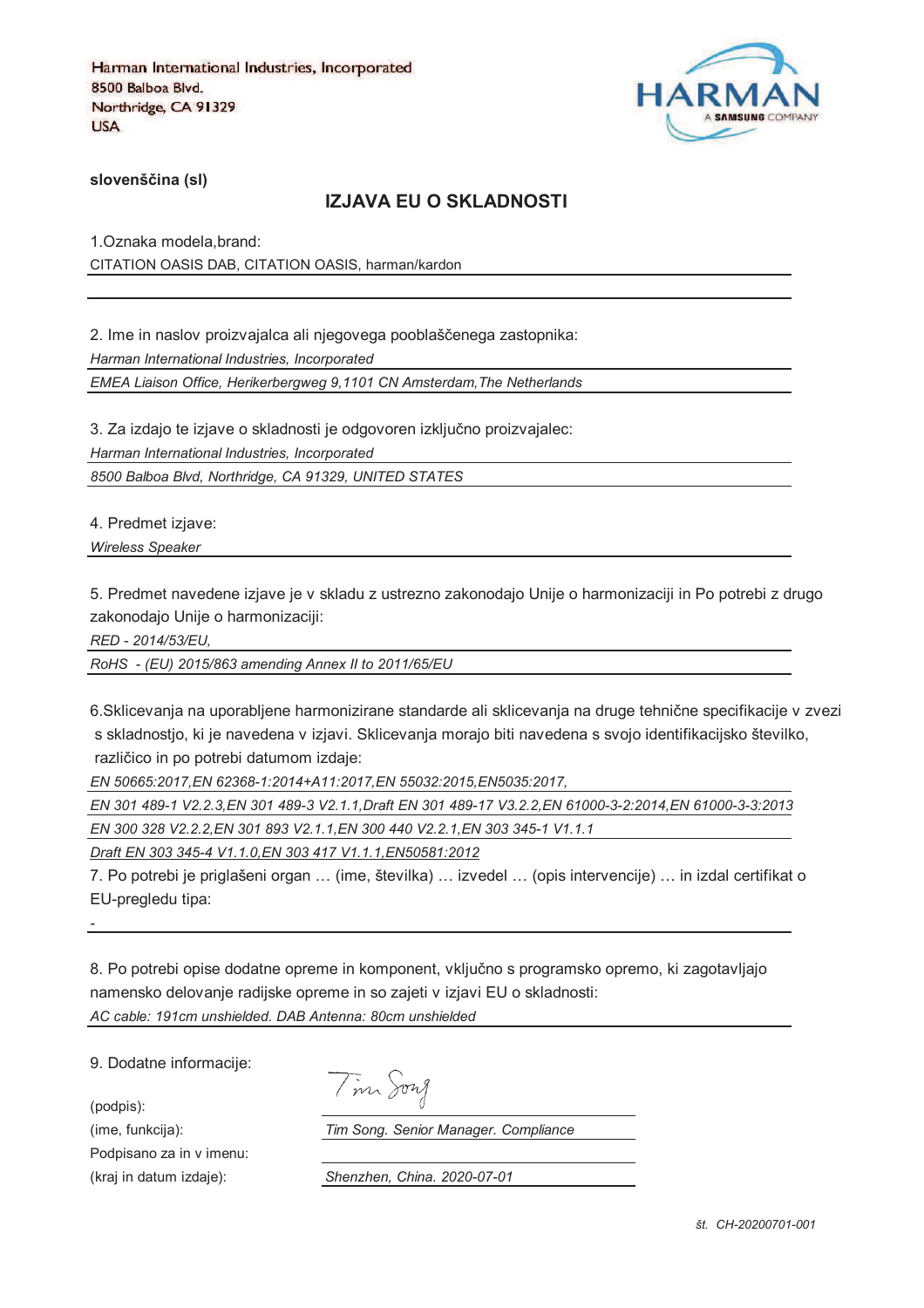Harman International Industries, Incorporated
8500 Balboa Blvd.
Northridge, CA 91329
USA

HARMAN
A SAMSUNG COMPANY

**slovenščina (sl)**

## IZJAVA EU O SKLADNOSTI

1.Oznaka modela,brand:

CITATION OASIS DAB, CITATION OASIS, harman/kardon

2. Ime in naslov proizvajalca ali njegovega pooblaščenega zastopnika:

*Harman International Industries, Incorporated*

*EMEA Liaison Office, Herikerbergweg 9,1101 CN Amsterdam,The Netherlands*

3. Za izdajo te izjave o skladnosti je odgovoren izključno proizvajalec:

*Harman International Industries, Incorporated*

*8500 Balboa Blvd, Northridge, CA 91329, UNITED STATES*

4. Predmet izjave:

*Wireless Speaker*

5. Predmet navedene izjave je v skladu z ustrezno zakonodajo Unije o harmonizaciji in Po potrebi z drugo zakonodajo Unije o harmonizaciji:

*RED - 2014/53/EU,*

*RoHS - (EU) 2015/863 amending Annex II to 2011/65/EU*

6.Sklicevanja na uporabljene harmonizirane standarde ali sklicevanja na druge tehnične specifikacije v zvezi s skladnostjo, ki je navedena v izjavi. Sklicevanja morajo biti navedena s svojo identifikacijsko številko, različico in po potrebi datumom izdaje:

*EN 50665:2017,EN 62368-1:2014+A11:2017,EN 55032:2015,EN5035:2017,*

*EN 301 489-1 V2.2.3,EN 301 489-3 V2.1.1,Draft EN 301 489-17 V3.2.2,EN 61000-3-2:2014,EN 61000-3-3:2013*

*EN 300 328 V2.2.2,EN 301 893 V2.1.1,EN 300 440 V2.2.1,EN 303 345-1 V1.1.1*

*Draft EN 303 345-4 V1.1.0,EN 303 417 V1.1.1,EN50581:2012*

7. Po potrebi je priglašeni organ … (ime, številka) … izvedel … (opis intervencije) … in izdal certifikat o EU-pregledu tipa:

-

8. Po potrebi opise dodatne opreme in komponent, vključno s programsko opremo, ki zagotavljajo namensko delovanje radijske opreme in so zajeti v izjavi EU o skladnosti:

*AC cable: 191cm unshielded. DAB Antenna: 80cm unshielded*

9. Dodatne informacije:

(podpis):

(ime, funkcija): *Tim Song. Senior Manager. Compliance*

Podpisano za in v imenu:

(kraj in datum izdaje): *Shenzhen, China. 2020-07-01*

*št. CH-20200701-001*